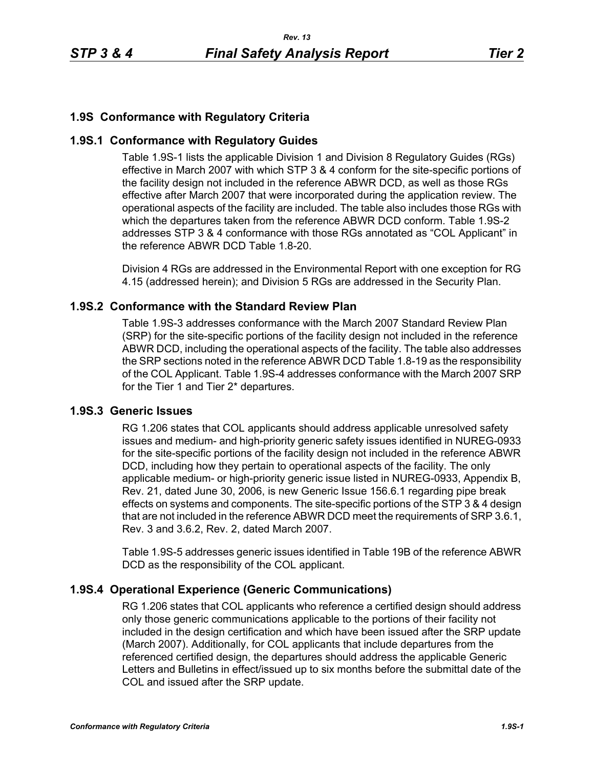## 1.9S Conformance with Regulatory Criteria

### 1.9S.1 Conformance with Regulatory Guides

Table 1.9S-1 lists the applicable Division 1 and Division 8 Regulatory Guides (RGs) effective in March 2007 with which STP 3 & 4 conform for the site-specific portions of the facility design not included in the reference ABWR DCD, as well as those RGs effective after March 2007 that were incorporated during the application review. The operational aspects of the facility are included. The table also includes those RGs with which the departures taken from the reference ABWR DCD conform. Table 1.9S-2 addresses STP 3 & 4 conformance with those RGs annotated as "COL Applicant" in the reference ABWR DCD Table 1.8-20.

Division 4 RGs are addressed in the Environmental Report with one exception for RG 4.15 (addressed herein); and Division 5 RGs are addressed in the Security Plan.

### 1.9S.2 Conformance with the Standard Review Plan

Table 1.9S-3 addresses conformance with the March 2007 Standard Review Plan (SRP) for the site-specific portions of the facility design not included in the reference ABWR DCD, including the operational aspects of the facility. The table also addresses the SRP sections noted in the reference ABWR DCD Table 1.8-19 as the responsibility of the COL Applicant. Table 1.9S-4 addresses conformance with the March 2007 SRP for the Tier 1 and Tier 2* departures.

### 1.9S.3 Generic Issues

RG 1.206 states that COL applicants should address applicable unresolved safety issues and medium- and high-priority generic safety issues identified in NUREG-0933 for the site-specific portions of the facility design not included in the reference ABWR DCD, including how they pertain to operational aspects of the facility. The only applicable medium- or high-priority generic issue listed in NUREG-0933, Appendix B, Rev. 21, dated June 30, 2006, is new Generic Issue 156.6.1 regarding pipe break effects on systems and components. The site-specific portions of the STP 3 & 4 design that are not included in the reference ABWR DCD meet the requirements of SRP 3.6.1, Rev. 3 and 3.6.2, Rev. 2, dated March 2007.

Table 1.9S-5 addresses generic issues identified in Table 19B of the reference ABWR DCD as the responsibility of the COL applicant.

### 1.9S.4 Operational Experience (Generic Communications)

RG 1.206 states that COL applicants who reference a certified design should address only those generic communications applicable to the portions of their facility not included in the design certification and which have been issued after the SRP update (March 2007). Additionally, for COL applicants that include departures from the referenced certified design, the departures should address the applicable Generic Letters and Bulletins in effect/issued up to six months before the submittal date of the COL and issued after the SRP update.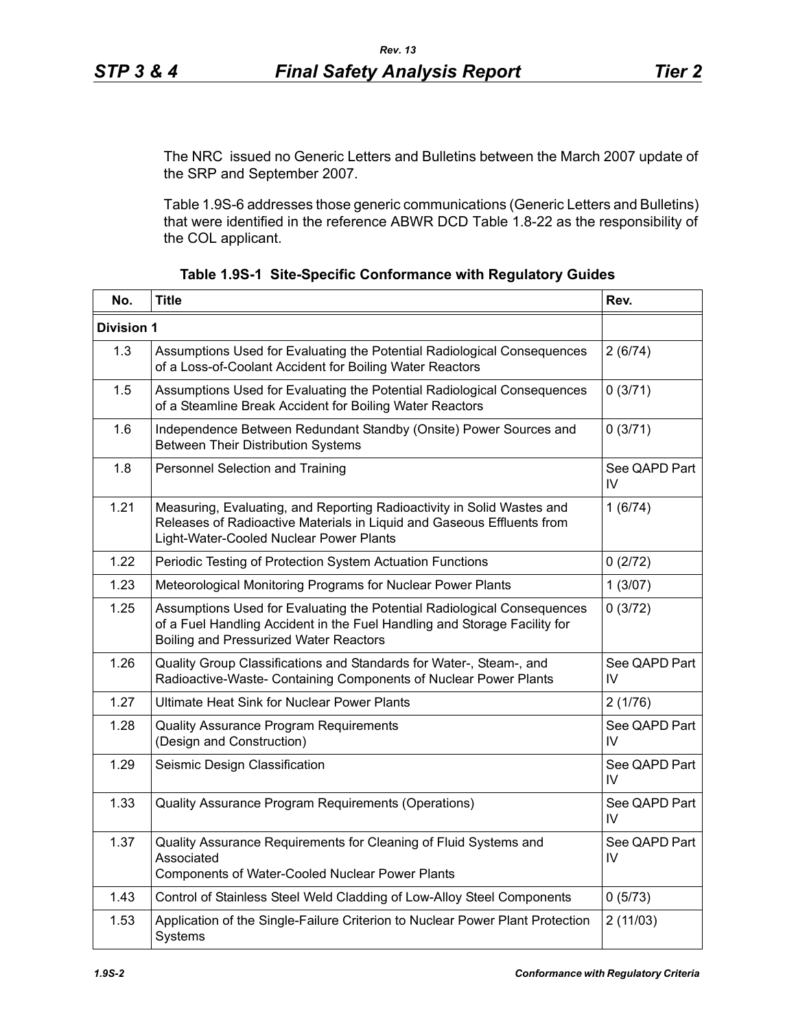The NRC issued no Generic Letters and Bulletins between the March 2007 update of the SRP and September 2007.

Table 1.9S-6 addresses those generic communications (Generic Letters and Bulletins) that were identified in the reference ABWR DCD Table 1.8-22 as the responsibility of the COL applicant.

**Table 1.9S-1 Site-Specific Conformance with Regulatory Guides**

| No. | Title | Rev. |
|---|---|---|
| **Division 1** | | |
| 1.3 | Assumptions Used for Evaluating the Potential Radiological Consequences of a Loss-of-Coolant Accident for Boiling Water Reactors | 2 (6/74) |
| 1.5 | Assumptions Used for Evaluating the Potential Radiological Consequences of a Steamline Break Accident for Boiling Water Reactors | 0 (3/71) |
| 1.6 | Independence Between Redundant Standby (Onsite) Power Sources and Between Their Distribution Systems | 0 (3/71) |
| 1.8 | Personnel Selection and Training | See QAPD Part IV |
| 1.21 | Measuring, Evaluating, and Reporting Radioactivity in Solid Wastes and Releases of Radioactive Materials in Liquid and Gaseous Effluents from Light-Water-Cooled Nuclear Power Plants | 1 (6/74) |
| 1.22 | Periodic Testing of Protection System Actuation Functions | 0 (2/72) |
| 1.23 | Meteorological Monitoring Programs for Nuclear Power Plants | 1 (3/07) |
| 1.25 | Assumptions Used for Evaluating the Potential Radiological Consequences of a Fuel Handling Accident in the Fuel Handling and Storage Facility for Boiling and Pressurized Water Reactors | 0 (3/72) |
| 1.26 | Quality Group Classifications and Standards for Water-, Steam-, and Radioactive-Waste- Containing Components of Nuclear Power Plants | See QAPD Part IV |
| 1.27 | Ultimate Heat Sink for Nuclear Power Plants | 2 (1/76) |
| 1.28 | Quality Assurance Program Requirements (Design and Construction) | See QAPD Part IV |
| 1.29 | Seismic Design Classification | See QAPD Part IV |
| 1.33 | Quality Assurance Program Requirements (Operations) | See QAPD Part IV |
| 1.37 | Quality Assurance Requirements for Cleaning of Fluid Systems and Associated Components of Water-Cooled Nuclear Power Plants | See QAPD Part IV |
| 1.43 | Control of Stainless Steel Weld Cladding of Low-Alloy Steel Components | 0 (5/73) |
| 1.53 | Application of the Single-Failure Criterion to Nuclear Power Plant Protection Systems | 2 (11/03) |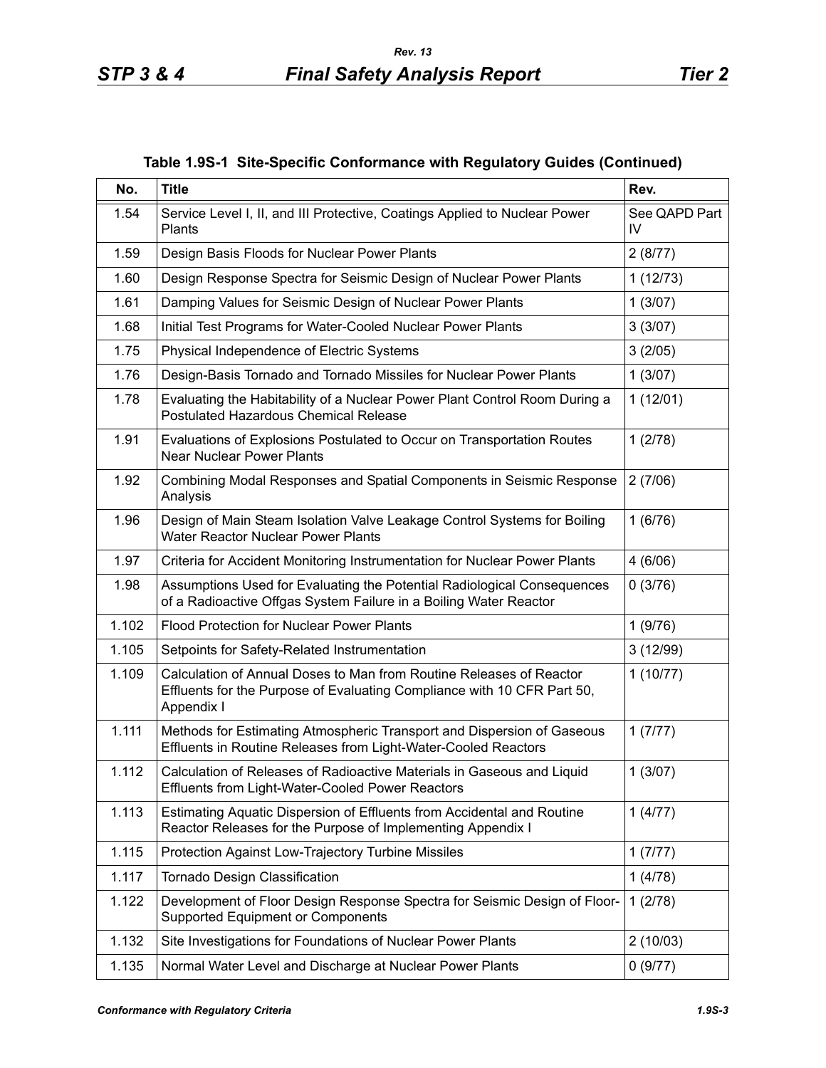**Table 1.9S-1 Site-Specific Conformance with Regulatory Guides (Continued)**

| No. | Title | Rev. |
|---|---|---|
| 1.54 | Service Level I, II, and III Protective, Coatings Applied to Nuclear Power Plants | See QAPD Part IV |
| 1.59 | Design Basis Floods for Nuclear Power Plants | 2 (8/77) |
| 1.60 | Design Response Spectra for Seismic Design of Nuclear Power Plants | 1 (12/73) |
| 1.61 | Damping Values for Seismic Design of Nuclear Power Plants | 1 (3/07) |
| 1.68 | Initial Test Programs for Water-Cooled Nuclear Power Plants | 3 (3/07) |
| 1.75 | Physical Independence of Electric Systems | 3 (2/05) |
| 1.76 | Design-Basis Tornado and Tornado Missiles for Nuclear Power Plants | 1 (3/07) |
| 1.78 | Evaluating the Habitability of a Nuclear Power Plant Control Room During a Postulated Hazardous Chemical Release | 1 (12/01) |
| 1.91 | Evaluations of Explosions Postulated to Occur on Transportation Routes Near Nuclear Power Plants | 1 (2/78) |
| 1.92 | Combining Modal Responses and Spatial Components in Seismic Response Analysis | 2 (7/06) |
| 1.96 | Design of Main Steam Isolation Valve Leakage Control Systems for Boiling Water Reactor Nuclear Power Plants | 1 (6/76) |
| 1.97 | Criteria for Accident Monitoring Instrumentation for Nuclear Power Plants | 4 (6/06) |
| 1.98 | Assumptions Used for Evaluating the Potential Radiological Consequences of a Radioactive Offgas System Failure in a Boiling Water Reactor | 0 (3/76) |
| 1.102 | Flood Protection for Nuclear Power Plants | 1 (9/76) |
| 1.105 | Setpoints for Safety-Related Instrumentation | 3 (12/99) |
| 1.109 | Calculation of Annual Doses to Man from Routine Releases of Reactor Effluents for the Purpose of Evaluating Compliance with 10 CFR Part 50, Appendix I | 1 (10/77) |
| 1.111 | Methods for Estimating Atmospheric Transport and Dispersion of Gaseous Effluents in Routine Releases from Light-Water-Cooled Reactors | 1 (7/77) |
| 1.112 | Calculation of Releases of Radioactive Materials in Gaseous and Liquid Effluents from Light-Water-Cooled Power Reactors | 1 (3/07) |
| 1.113 | Estimating Aquatic Dispersion of Effluents from Accidental and Routine Reactor Releases for the Purpose of Implementing Appendix I | 1 (4/77) |
| 1.115 | Protection Against Low-Trajectory Turbine Missiles | 1 (7/77) |
| 1.117 | Tornado Design Classification | 1 (4/78) |
| 1.122 | Development of Floor Design Response Spectra for Seismic Design of Floor-Supported Equipment or Components | 1 (2/78) |
| 1.132 | Site Investigations for Foundations of Nuclear Power Plants | 2 (10/03) |
| 1.135 | Normal Water Level and Discharge at Nuclear Power Plants | 0 (9/77) |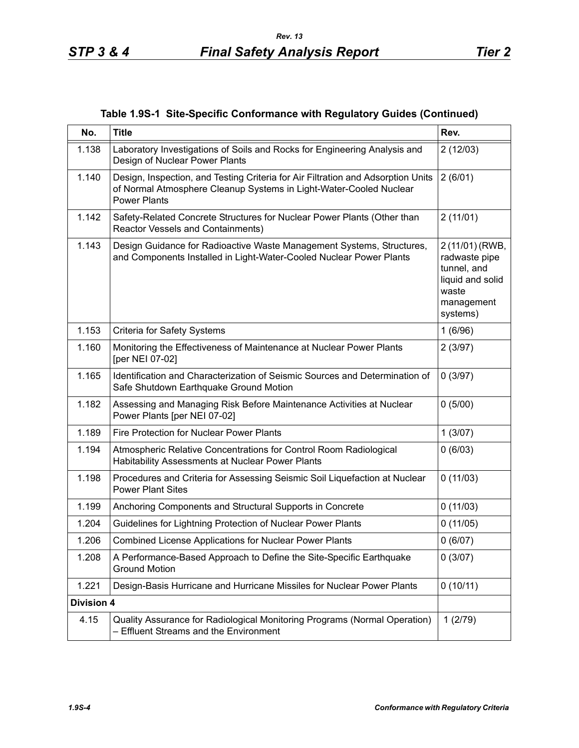**Table 1.9S-1 Site-Specific Conformance with Regulatory Guides (Continued)**

| No. | Title | Rev. |
|---|---|---|
| 1.138 | Laboratory Investigations of Soils and Rocks for Engineering Analysis and Design of Nuclear Power Plants | 2 (12/03) |
| 1.140 | Design, Inspection, and Testing Criteria for Air Filtration and Adsorption Units of Normal Atmosphere Cleanup Systems in Light-Water-Cooled Nuclear Power Plants | 2 (6/01) |
| 1.142 | Safety-Related Concrete Structures for Nuclear Power Plants (Other than Reactor Vessels and Containments) | 2 (11/01) |
| 1.143 | Design Guidance for Radioactive Waste Management Systems, Structures, and Components Installed in Light-Water-Cooled Nuclear Power Plants | 2 (11/01) (RWB, radwaste pipe tunnel, and liquid and solid waste management systems) |
| 1.153 | Criteria for Safety Systems | 1 (6/96) |
| 1.160 | Monitoring the Effectiveness of Maintenance at Nuclear Power Plants [per NEI 07-02] | 2 (3/97) |
| 1.165 | Identification and Characterization of Seismic Sources and Determination of Safe Shutdown Earthquake Ground Motion | 0 (3/97) |
| 1.182 | Assessing and Managing Risk Before Maintenance Activities at Nuclear Power Plants [per NEI 07-02] | 0 (5/00) |
| 1.189 | Fire Protection for Nuclear Power Plants | 1 (3/07) |
| 1.194 | Atmospheric Relative Concentrations for Control Room Radiological Habitability Assessments at Nuclear Power Plants | 0 (6/03) |
| 1.198 | Procedures and Criteria for Assessing Seismic Soil Liquefaction at Nuclear Power Plant Sites | 0 (11/03) |
| 1.199 | Anchoring Components and Structural Supports in Concrete | 0 (11/03) |
| 1.204 | Guidelines for Lightning Protection of Nuclear Power Plants | 0 (11/05) |
| 1.206 | Combined License Applications for Nuclear Power Plants | 0 (6/07) |
| 1.208 | A Performance-Based Approach to Define the Site-Specific Earthquake Ground Motion | 0 (3/07) |
| 1.221 | Design-Basis Hurricane and Hurricane Missiles for Nuclear Power Plants | 0 (10/11) |
| **Division 4** | | |
| 4.15 | Quality Assurance for Radiological Monitoring Programs (Normal Operation) – Effluent Streams and the Environment | 1 (2/79) |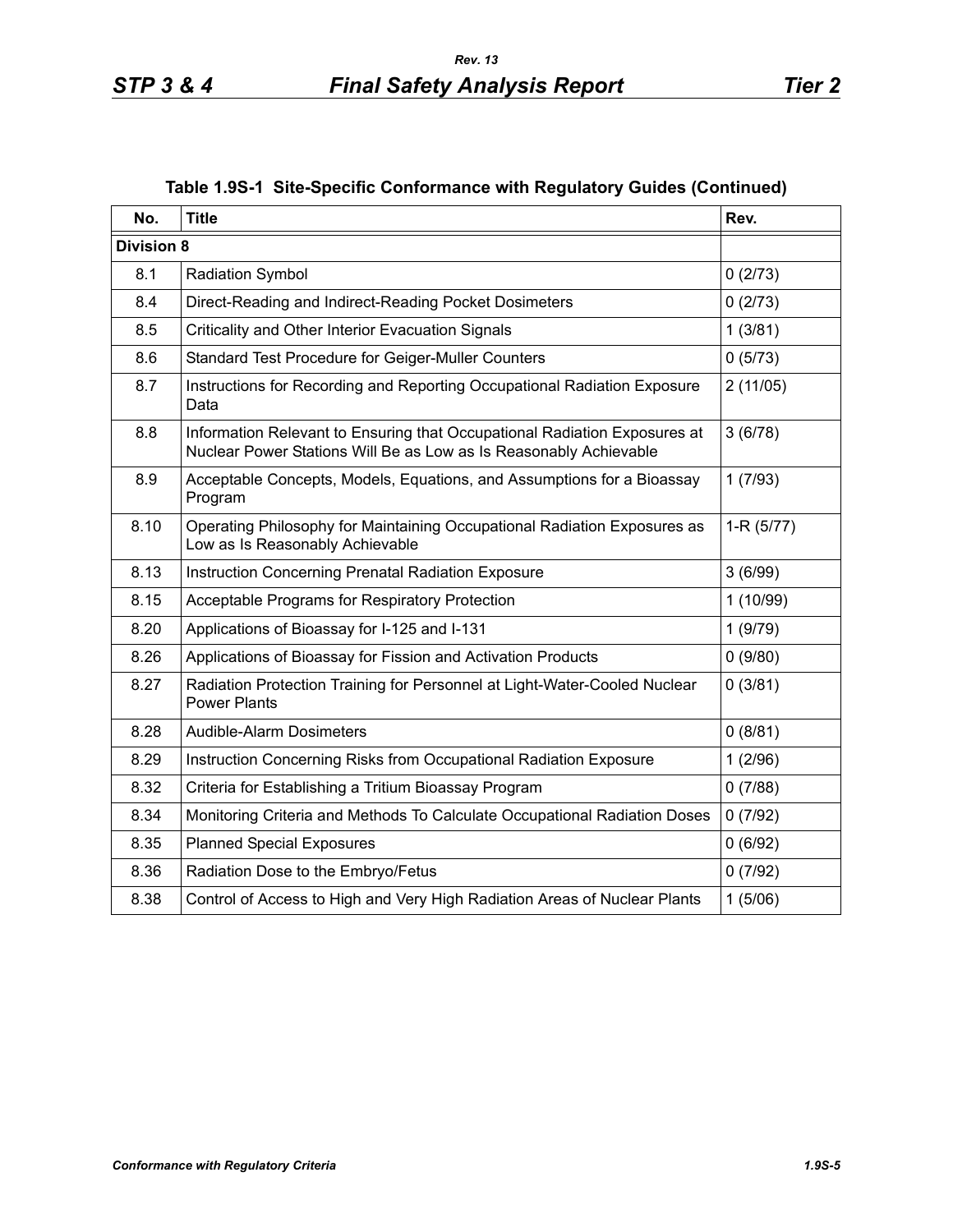**Table 1.9S-1 Site-Specific Conformance with Regulatory Guides (Continued)**

| No. | Title | Rev. |
|---|---|---|
| **Division 8** | | |
| 8.1 | Radiation Symbol | 0 (2/73) |
| 8.4 | Direct-Reading and Indirect-Reading Pocket Dosimeters | 0 (2/73) |
| 8.5 | Criticality and Other Interior Evacuation Signals | 1 (3/81) |
| 8.6 | Standard Test Procedure for Geiger-Muller Counters | 0 (5/73) |
| 8.7 | Instructions for Recording and Reporting Occupational Radiation Exposure Data | 2 (11/05) |
| 8.8 | Information Relevant to Ensuring that Occupational Radiation Exposures at Nuclear Power Stations Will Be as Low as Is Reasonably Achievable | 3 (6/78) |
| 8.9 | Acceptable Concepts, Models, Equations, and Assumptions for a Bioassay Program | 1 (7/93) |
| 8.10 | Operating Philosophy for Maintaining Occupational Radiation Exposures as Low as Is Reasonably Achievable | 1-R (5/77) |
| 8.13 | Instruction Concerning Prenatal Radiation Exposure | 3 (6/99) |
| 8.15 | Acceptable Programs for Respiratory Protection | 1 (10/99) |
| 8.20 | Applications of Bioassay for I-125 and I-131 | 1 (9/79) |
| 8.26 | Applications of Bioassay for Fission and Activation Products | 0 (9/80) |
| 8.27 | Radiation Protection Training for Personnel at Light-Water-Cooled Nuclear Power Plants | 0 (3/81) |
| 8.28 | Audible-Alarm Dosimeters | 0 (8/81) |
| 8.29 | Instruction Concerning Risks from Occupational Radiation Exposure | 1 (2/96) |
| 8.32 | Criteria for Establishing a Tritium Bioassay Program | 0 (7/88) |
| 8.34 | Monitoring Criteria and Methods To Calculate Occupational Radiation Doses | 0 (7/92) |
| 8.35 | Planned Special Exposures | 0 (6/92) |
| 8.36 | Radiation Dose to the Embryo/Fetus | 0 (7/92) |
| 8.38 | Control of Access to High and Very High Radiation Areas of Nuclear Plants | 1 (5/06) |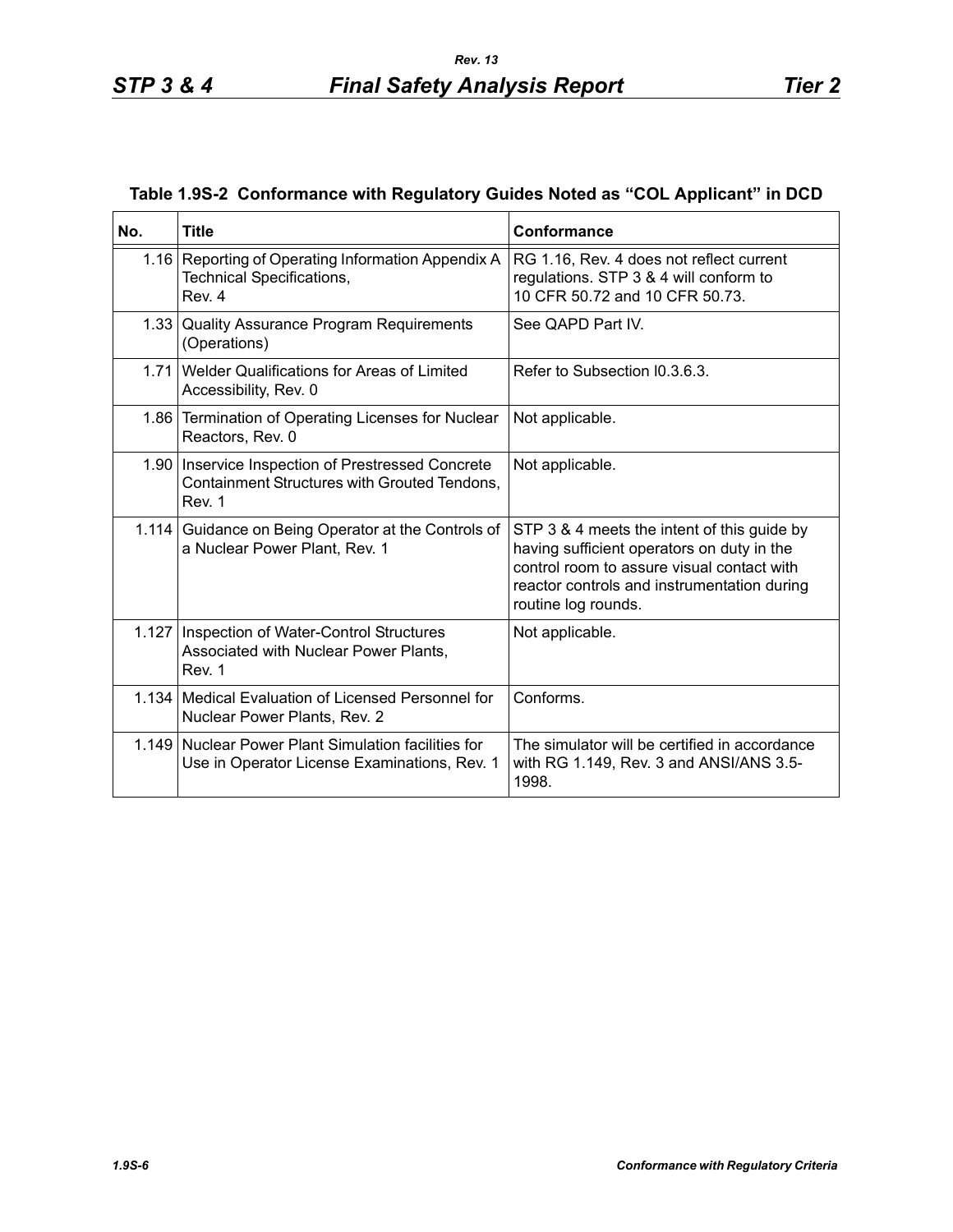### Table 1.9S-2 Conformance with Regulatory Guides Noted as "COL Applicant" in DCD

| No. | Title | Conformance |
|---|---|---|
| 1.16 | Reporting of Operating Information Appendix A Technical Specifications, Rev. 4 | RG 1.16, Rev. 4 does not reflect current regulations. STP 3 & 4 will conform to 10 CFR 50.72 and 10 CFR 50.73. |
| 1.33 | Quality Assurance Program Requirements (Operations) | See QAPD Part IV. |
| 1.71 | Welder Qualifications for Areas of Limited Accessibility, Rev. 0 | Refer to Subsection I0.3.6.3. |
| 1.86 | Termination of Operating Licenses for Nuclear Reactors, Rev. 0 | Not applicable. |
| 1.90 | Inservice Inspection of Prestressed Concrete Containment Structures with Grouted Tendons, Rev. 1 | Not applicable. |
| 1.114 | Guidance on Being Operator at the Controls of a Nuclear Power Plant, Rev. 1 | STP 3 & 4 meets the intent of this guide by having sufficient operators on duty in the control room to assure visual contact with reactor controls and instrumentation during routine log rounds. |
| 1.127 | Inspection of Water-Control Structures Associated with Nuclear Power Plants, Rev. 1 | Not applicable. |
| 1.134 | Medical Evaluation of Licensed Personnel for Nuclear Power Plants, Rev. 2 | Conforms. |
| 1.149 | Nuclear Power Plant Simulation facilities for Use in Operator License Examinations, Rev. 1 | The simulator will be certified in accordance with RG 1.149, Rev. 3 and ANSI/ANS 3.5-1998. |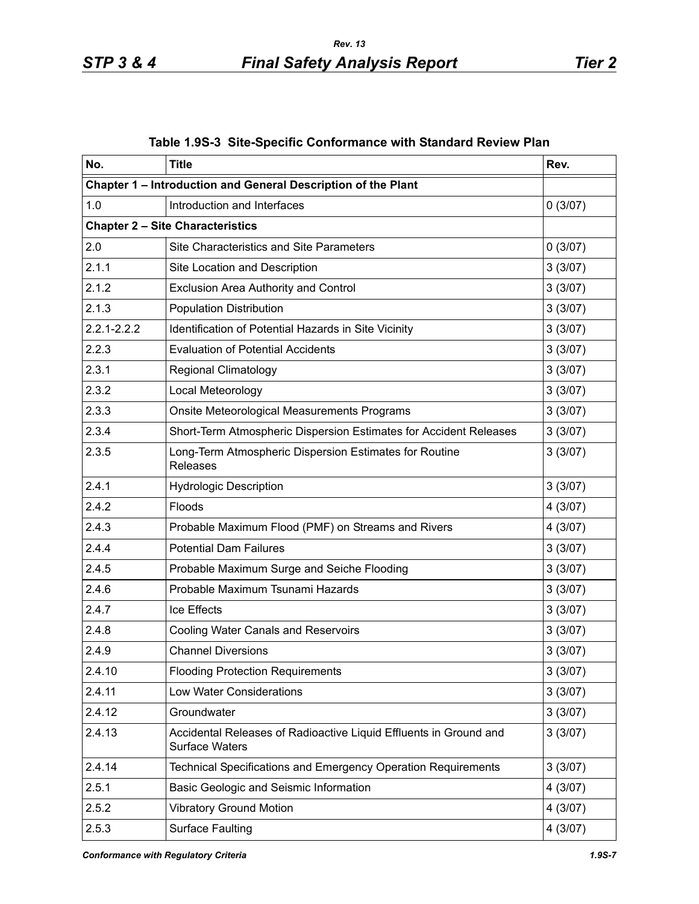**Table 1.9S-3 Site-Specific Conformance with Standard Review Plan**

| No. | Title | Rev. |
|---|---|---|
| **Chapter 1 – Introduction and General Description of the Plant** | | |
| 1.0 | Introduction and Interfaces | 0 (3/07) |
| **Chapter 2 – Site Characteristics** | | |
| 2.0 | Site Characteristics and Site Parameters | 0 (3/07) |
| 2.1.1 | Site Location and Description | 3 (3/07) |
| 2.1.2 | Exclusion Area Authority and Control | 3 (3/07) |
| 2.1.3 | Population Distribution | 3 (3/07) |
| 2.2.1-2.2.2 | Identification of Potential Hazards in Site Vicinity | 3 (3/07) |
| 2.2.3 | Evaluation of Potential Accidents | 3 (3/07) |
| 2.3.1 | Regional Climatology | 3 (3/07) |
| 2.3.2 | Local Meteorology | 3 (3/07) |
| 2.3.3 | Onsite Meteorological Measurements Programs | 3 (3/07) |
| 2.3.4 | Short-Term Atmospheric Dispersion Estimates for Accident Releases | 3 (3/07) |
| 2.3.5 | Long-Term Atmospheric Dispersion Estimates for Routine Releases | 3 (3/07) |
| 2.4.1 | Hydrologic Description | 3 (3/07) |
| 2.4.2 | Floods | 4 (3/07) |
| 2.4.3 | Probable Maximum Flood (PMF) on Streams and Rivers | 4 (3/07) |
| 2.4.4 | Potential Dam Failures | 3 (3/07) |
| 2.4.5 | Probable Maximum Surge and Seiche Flooding | 3 (3/07) |
| 2.4.6 | Probable Maximum Tsunami Hazards | 3 (3/07) |
| 2.4.7 | Ice Effects | 3 (3/07) |
| 2.4.8 | Cooling Water Canals and Reservoirs | 3 (3/07) |
| 2.4.9 | Channel Diversions | 3 (3/07) |
| 2.4.10 | Flooding Protection Requirements | 3 (3/07) |
| 2.4.11 | Low Water Considerations | 3 (3/07) |
| 2.4.12 | Groundwater | 3 (3/07) |
| 2.4.13 | Accidental Releases of Radioactive Liquid Effluents in Ground and Surface Waters | 3 (3/07) |
| 2.4.14 | Technical Specifications and Emergency Operation Requirements | 3 (3/07) |
| 2.5.1 | Basic Geologic and Seismic Information | 4 (3/07) |
| 2.5.2 | Vibratory Ground Motion | 4 (3/07) |
| 2.5.3 | Surface Faulting | 4 (3/07) |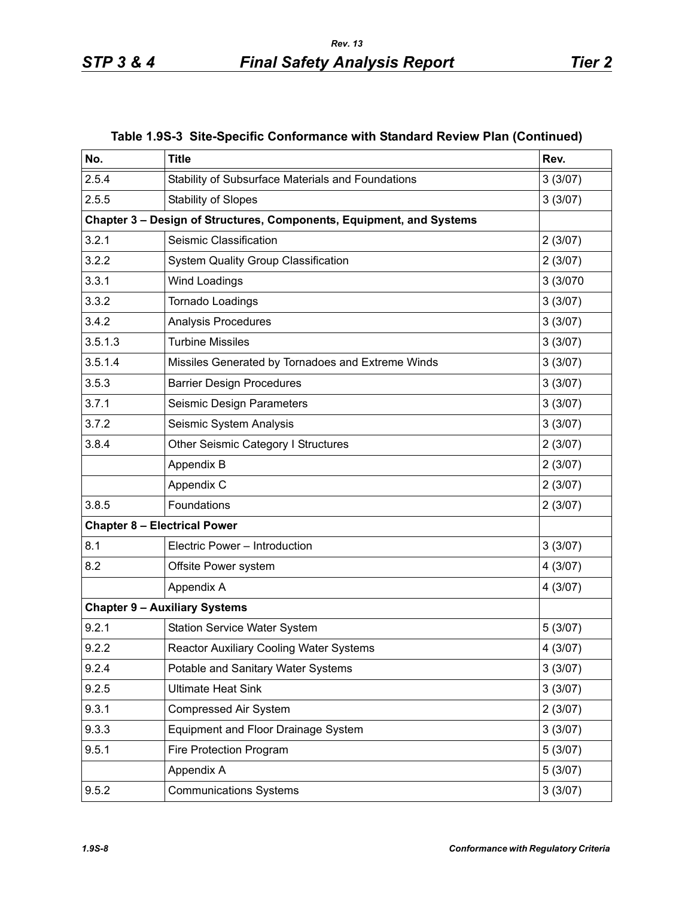**Table 1.9S-3 Site-Specific Conformance with Standard Review Plan (Continued)**

| No. | Title | Rev. |
|---|---|---|
| 2.5.4 | Stability of Subsurface Materials and Foundations | 3 (3/07) |
| 2.5.5 | Stability of Slopes | 3 (3/07) |
| **Chapter 3 – Design of Structures, Components, Equipment, and Systems** | | |
| 3.2.1 | Seismic Classification | 2 (3/07) |
| 3.2.2 | System Quality Group Classification | 2 (3/07) |
| 3.3.1 | Wind Loadings | 3 (3/070 |
| 3.3.2 | Tornado Loadings | 3 (3/07) |
| 3.4.2 | Analysis Procedures | 3 (3/07) |
| 3.5.1.3 | Turbine Missiles | 3 (3/07) |
| 3.5.1.4 | Missiles Generated by Tornadoes and Extreme Winds | 3 (3/07) |
| 3.5.3 | Barrier Design Procedures | 3 (3/07) |
| 3.7.1 | Seismic Design Parameters | 3 (3/07) |
| 3.7.2 | Seismic System Analysis | 3 (3/07) |
| 3.8.4 | Other Seismic Category I Structures | 2 (3/07) |
| | Appendix B | 2 (3/07) |
| | Appendix C | 2 (3/07) |
| 3.8.5 | Foundations | 2 (3/07) |
| **Chapter 8 – Electrical Power** | | |
| 8.1 | Electric Power – Introduction | 3 (3/07) |
| 8.2 | Offsite Power system | 4 (3/07) |
| | Appendix A | 4 (3/07) |
| **Chapter 9 – Auxiliary Systems** | | |
| 9.2.1 | Station Service Water System | 5 (3/07) |
| 9.2.2 | Reactor Auxiliary Cooling Water Systems | 4 (3/07) |
| 9.2.4 | Potable and Sanitary Water Systems | 3 (3/07) |
| 9.2.5 | Ultimate Heat Sink | 3 (3/07) |
| 9.3.1 | Compressed Air System | 2 (3/07) |
| 9.3.3 | Equipment and Floor Drainage System | 3 (3/07) |
| 9.5.1 | Fire Protection Program | 5 (3/07) |
| | Appendix A | 5 (3/07) |
| 9.5.2 | Communications Systems | 3 (3/07) |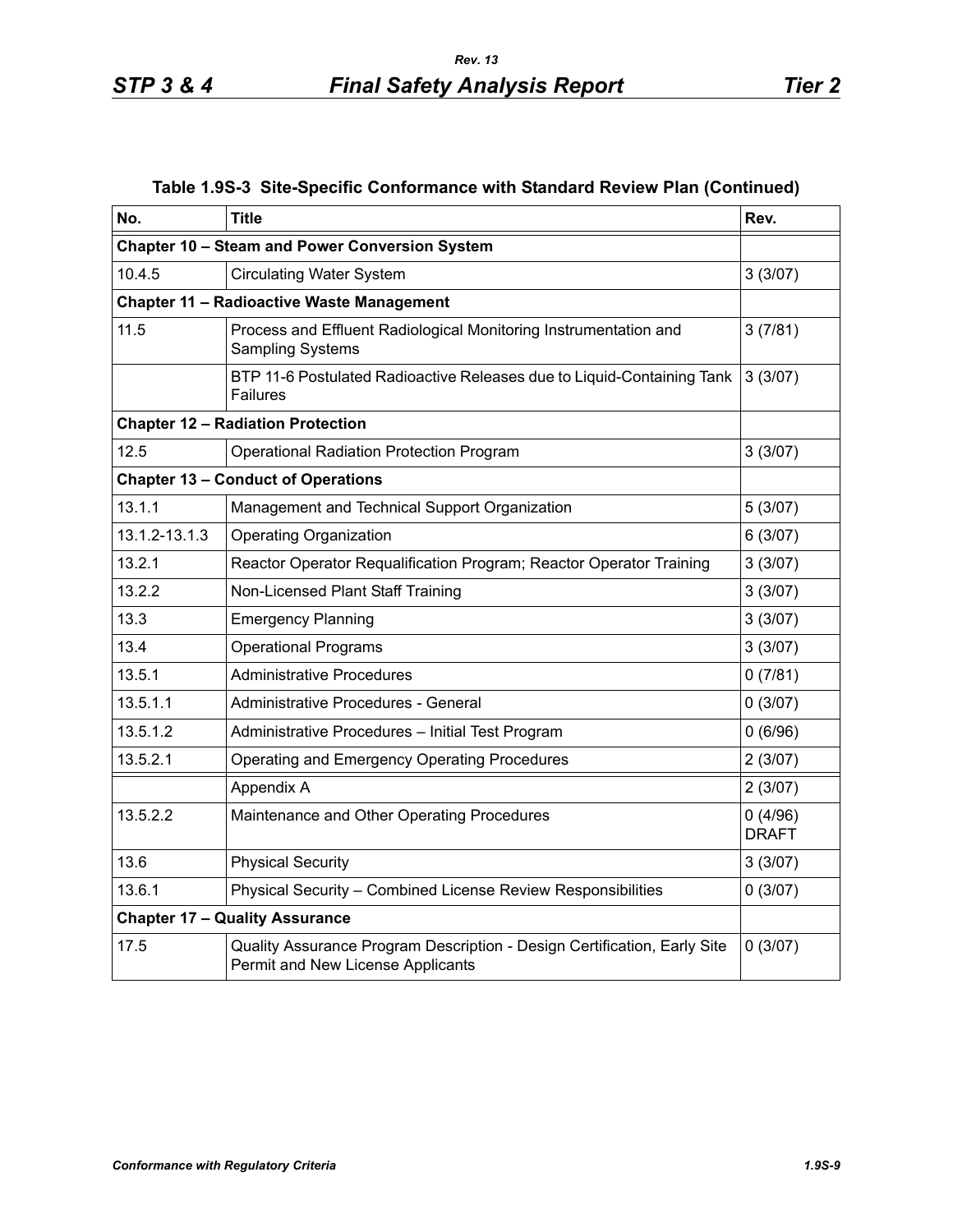## Table 1.9S-3 Site-Specific Conformance with Standard Review Plan (Continued)

| No. | Title | Rev. |
|---|---|---|
| **Chapter 10 – Steam and Power Conversion System** | | |
| 10.4.5 | Circulating Water System | 3 (3/07) |
| **Chapter 11 – Radioactive Waste Management** | | |
| 11.5 | Process and Effluent Radiological Monitoring Instrumentation and Sampling Systems | 3 (7/81) |
| | BTP 11-6 Postulated Radioactive Releases due to Liquid-Containing Tank Failures | 3 (3/07) |
| **Chapter 12 – Radiation Protection** | | |
| 12.5 | Operational Radiation Protection Program | 3 (3/07) |
| **Chapter 13 – Conduct of Operations** | | |
| 13.1.1 | Management and Technical Support Organization | 5 (3/07) |
| 13.1.2-13.1.3 | Operating Organization | 6 (3/07) |
| 13.2.1 | Reactor Operator Requalification Program; Reactor Operator Training | 3 (3/07) |
| 13.2.2 | Non-Licensed Plant Staff Training | 3 (3/07) |
| 13.3 | Emergency Planning | 3 (3/07) |
| 13.4 | Operational Programs | 3 (3/07) |
| 13.5.1 | Administrative Procedures | 0 (7/81) |
| 13.5.1.1 | Administrative Procedures - General | 0 (3/07) |
| 13.5.1.2 | Administrative Procedures – Initial Test Program | 0 (6/96) |
| 13.5.2.1 | Operating and Emergency Operating Procedures | 2 (3/07) |
| | Appendix A | 2 (3/07) |
| 13.5.2.2 | Maintenance and Other Operating Procedures | 0 (4/96) DRAFT |
| 13.6 | Physical Security | 3 (3/07) |
| 13.6.1 | Physical Security – Combined License Review Responsibilities | 0 (3/07) |
| **Chapter 17 – Quality Assurance** | | |
| 17.5 | Quality Assurance Program Description - Design Certification, Early Site Permit and New License Applicants | 0 (3/07) |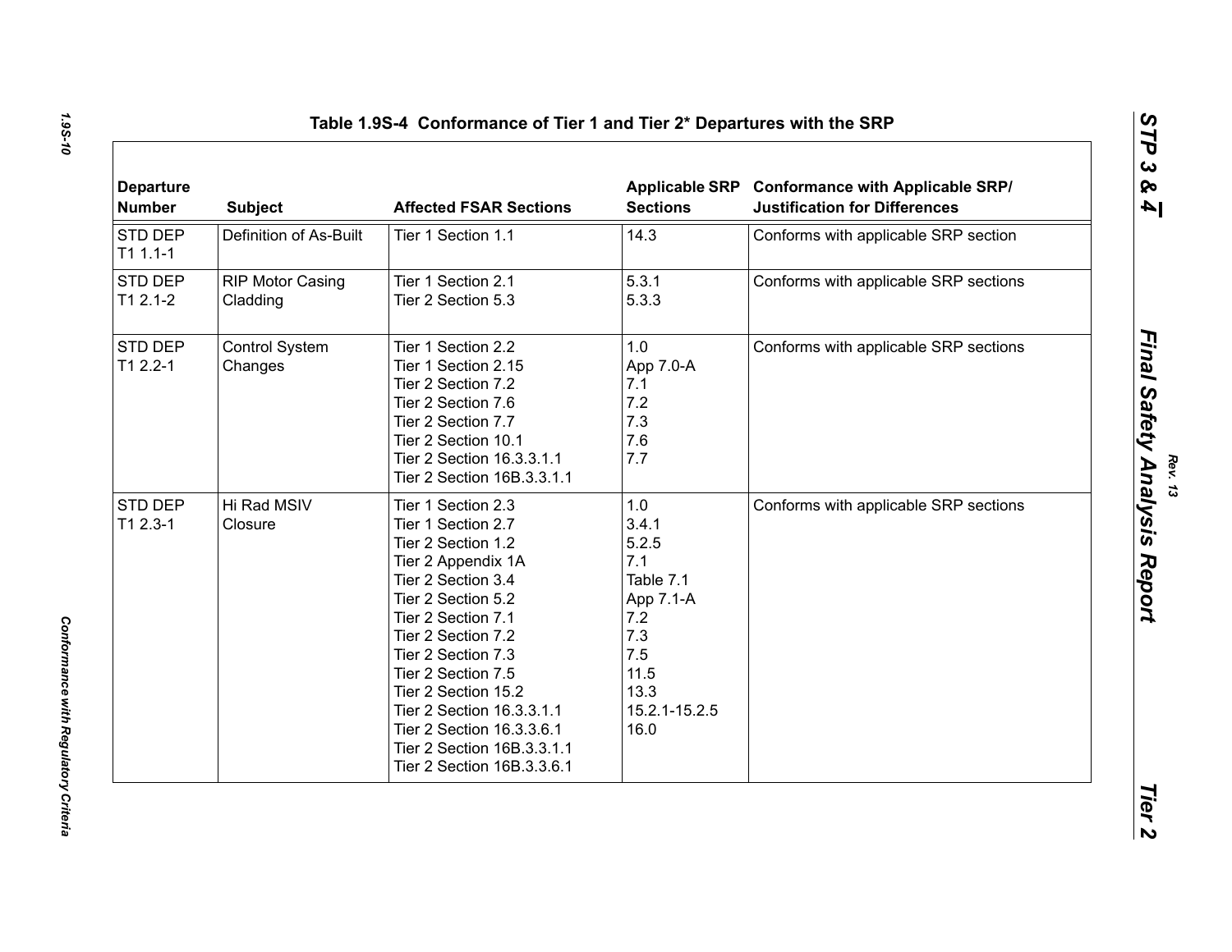**Table 1.9S-4 Conformance of Tier 1 and Tier 2* Departures with the SRP**

| Departure Number | Subject | Affected FSAR Sections | Applicable SRP Sections | Conformance with Applicable SRP/ Justification for Differences |
|---|---|---|---|---|
| STD DEP T1 1.1-1 | Definition of As-Built | Tier 1 Section 1.1 | 14.3 | Conforms with applicable SRP section |
| STD DEP T1 2.1-2 | RIP Motor Casing Cladding | Tier 1 Section 2.1<br>Tier 2 Section 5.3 | 5.3.1<br>5.3.3 | Conforms with applicable SRP sections |
| STD DEP T1 2.2-1 | Control System Changes | Tier 1 Section 2.2<br>Tier 1 Section 2.15<br>Tier 2 Section 7.2<br>Tier 2 Section 7.6<br>Tier 2 Section 7.7<br>Tier 2 Section 10.1<br>Tier 2 Section 16.3.3.1.1<br>Tier 2 Section 16B.3.3.1.1 | 1.0<br>App 7.0-A<br>7.1<br>7.2<br>7.3<br>7.6<br>7.7 | Conforms with applicable SRP sections |
| STD DEP T1 2.3-1 | Hi Rad MSIV Closure | Tier 1 Section 2.3<br>Tier 1 Section 2.7<br>Tier 2 Section 1.2<br>Tier 2 Appendix 1A<br>Tier 2 Section 3.4<br>Tier 2 Section 5.2<br>Tier 2 Section 7.1<br>Tier 2 Section 7.2<br>Tier 2 Section 7.3<br>Tier 2 Section 7.5<br>Tier 2 Section 15.2<br>Tier 2 Section 16.3.3.1.1<br>Tier 2 Section 16.3.3.6.1<br>Tier 2 Section 16B.3.3.1.1<br>Tier 2 Section 16B.3.3.6.1 | 1.0<br>3.4.1<br>5.2.5<br>7.1<br>Table 7.1<br>App 7.1-A<br>7.2<br>7.3<br>7.5<br>11.5<br>13.3<br>15.2.1-15.2.5<br>16.0 | Conforms with applicable SRP sections |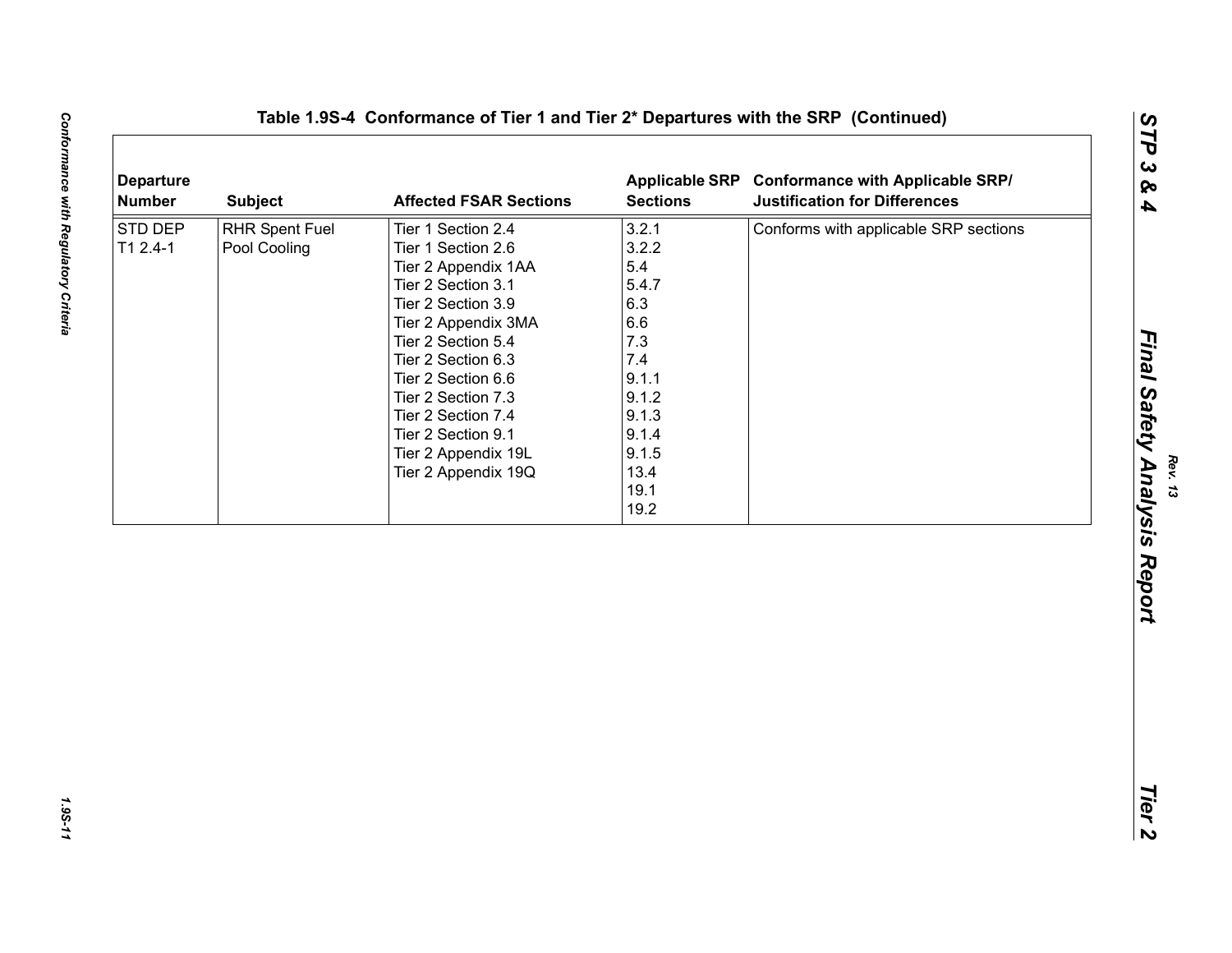**Table 1.9S-4 Conformance of Tier 1 and Tier 2* Departures with the SRP (Continued)**

| Departure Number | Subject | Affected FSAR Sections | Applicable SRP Sections | Conformance with Applicable SRP/ Justification for Differences |
|---|---|---|---|---|
| STD DEP T1 2.4-1 | RHR Spent Fuel Pool Cooling | Tier 1 Section 2.4<br>Tier 1 Section 2.6<br>Tier 2 Appendix 1AA<br>Tier 2 Section 3.1<br>Tier 2 Section 3.9<br>Tier 2 Appendix 3MA<br>Tier 2 Section 5.4<br>Tier 2 Section 6.3<br>Tier 2 Section 6.6<br>Tier 2 Section 7.3<br>Tier 2 Section 7.4<br>Tier 2 Section 9.1<br>Tier 2 Appendix 19L<br>Tier 2 Appendix 19Q | 3.2.1<br>3.2.2<br>5.4<br>5.4.7<br>6.3<br>6.6<br>7.3<br>7.4<br>9.1.1<br>9.1.2<br>9.1.3<br>9.1.4<br>9.1.5<br>13.4<br>19.1<br>19.2 | Conforms with applicable SRP sections |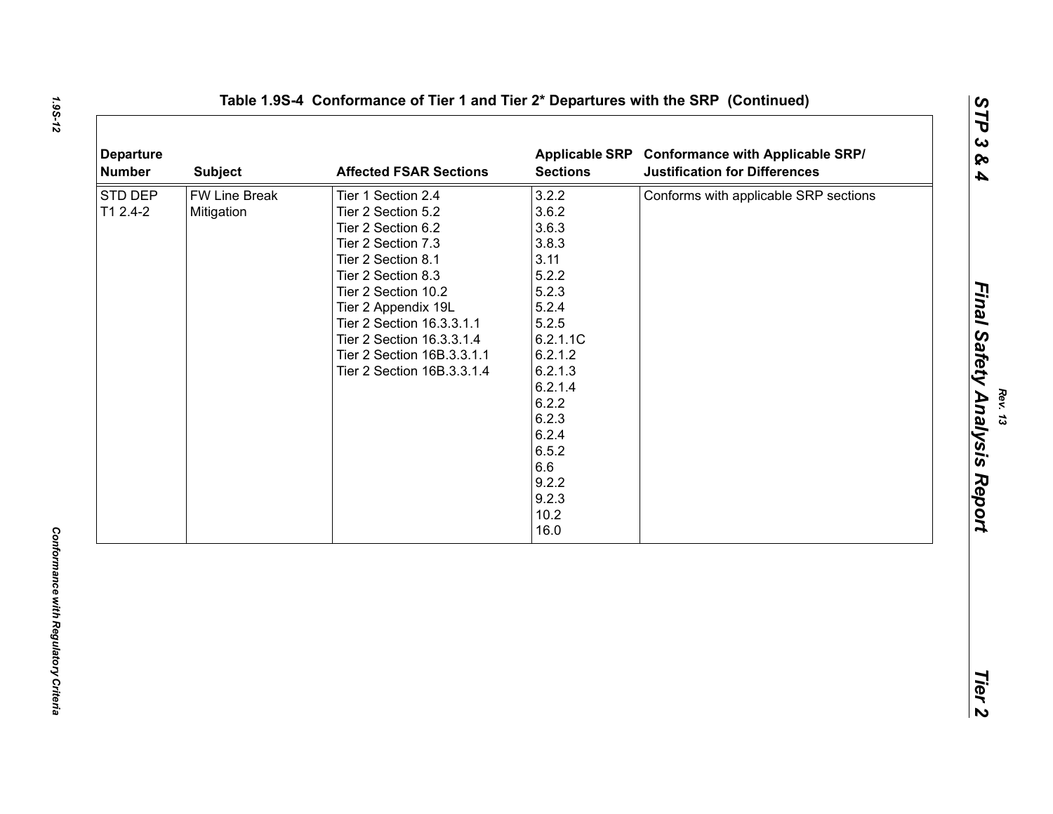## Table 1.9S-4 Conformance of Tier 1 and Tier 2* Departures with the SRP (Continued)

| Departure Number | Subject | Affected FSAR Sections | Applicable SRP Sections | Conformance with Applicable SRP/ Justification for Differences |
|---|---|---|---|---|
| STD DEP T1 2.4-2 | FW Line Break Mitigation | Tier 1 Section 2.4<br>Tier 2 Section 5.2<br>Tier 2 Section 6.2<br>Tier 2 Section 7.3<br>Tier 2 Section 8.1<br>Tier 2 Section 8.3<br>Tier 2 Section 10.2<br>Tier 2 Appendix 19L<br>Tier 2 Section 16.3.3.1.1<br>Tier 2 Section 16.3.3.1.4<br>Tier 2 Section 16B.3.3.1.1<br>Tier 2 Section 16B.3.3.1.4 | 3.2.2<br>3.6.2<br>3.6.3<br>3.8.3<br>3.11<br>5.2.2<br>5.2.3<br>5.2.4<br>5.2.5<br>6.2.1.1C<br>6.2.1.2<br>6.2.1.3<br>6.2.1.4<br>6.2.2<br>6.2.3<br>6.2.4<br>6.5.2<br>6.6<br>9.2.2<br>9.2.3<br>10.2<br>16.0 | Conforms with applicable SRP sections |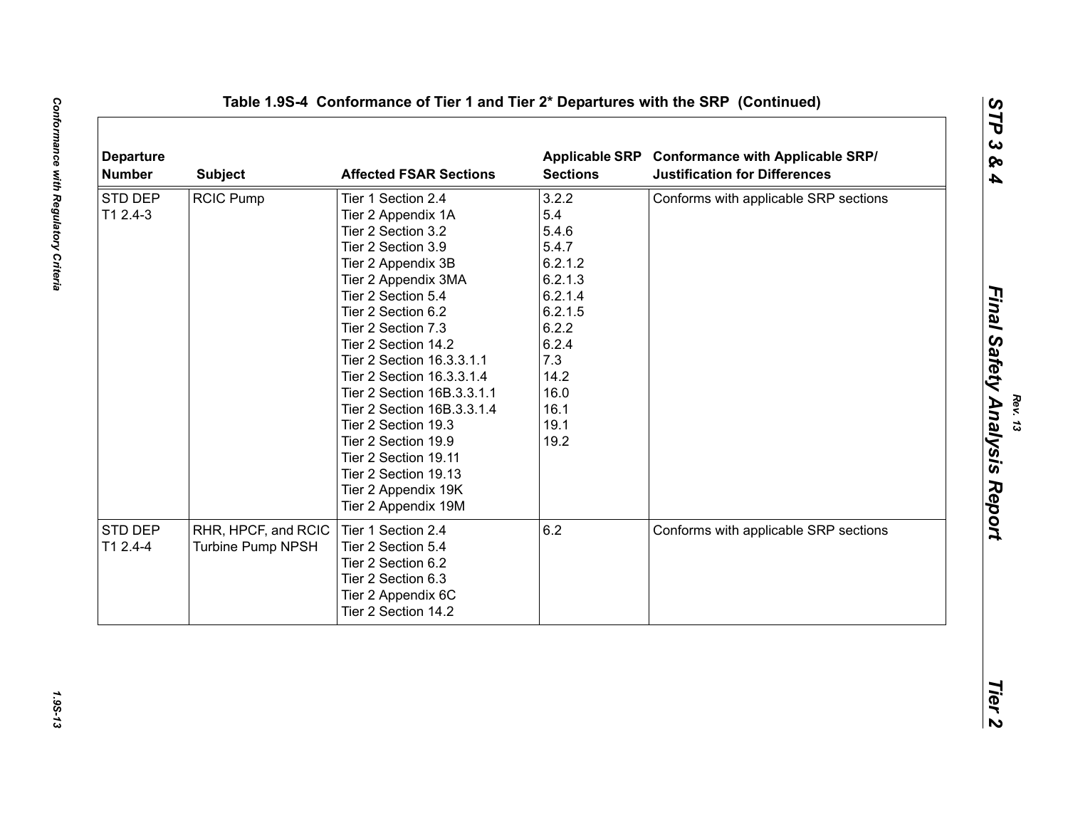## Table 1.9S-4 Conformance of Tier 1 and Tier 2* Departures with the SRP (Continued)

| Departure Number | Subject | Affected FSAR Sections | Applicable SRP Sections | Conformance with Applicable SRP/ Justification for Differences |
|---|---|---|---|---|
| STD DEP T1 2.4-3 | RCIC Pump | Tier 1 Section 2.4<br>Tier 2 Appendix 1A<br>Tier 2 Section 3.2<br>Tier 2 Section 3.9<br>Tier 2 Appendix 3B<br>Tier 2 Appendix 3MA<br>Tier 2 Section 5.4<br>Tier 2 Section 6.2<br>Tier 2 Section 7.3<br>Tier 2 Section 14.2<br>Tier 2 Section 16.3.3.1.1<br>Tier 2 Section 16.3.3.1.4<br>Tier 2 Section 16B.3.3.1.1<br>Tier 2 Section 16B.3.3.1.4<br>Tier 2 Section 19.3<br>Tier 2 Section 19.9<br>Tier 2 Section 19.11<br>Tier 2 Section 19.13<br>Tier 2 Appendix 19K<br>Tier 2 Appendix 19M | 3.2.2<br>5.4<br>5.4.6<br>5.4.7<br>6.2.1.2<br>6.2.1.3<br>6.2.1.4<br>6.2.1.5<br>6.2.2<br>6.2.4<br>7.3<br>14.2<br>16.0<br>16.1<br>19.1<br>19.2 | Conforms with applicable SRP sections |
| STD DEP T1 2.4-4 | RHR, HPCF, and RCIC Turbine Pump NPSH | Tier 1 Section 2.4<br>Tier 2 Section 5.4<br>Tier 2 Section 6.2<br>Tier 2 Section 6.3<br>Tier 2 Appendix 6C<br>Tier 2 Section 14.2 | 6.2 | Conforms with applicable SRP sections |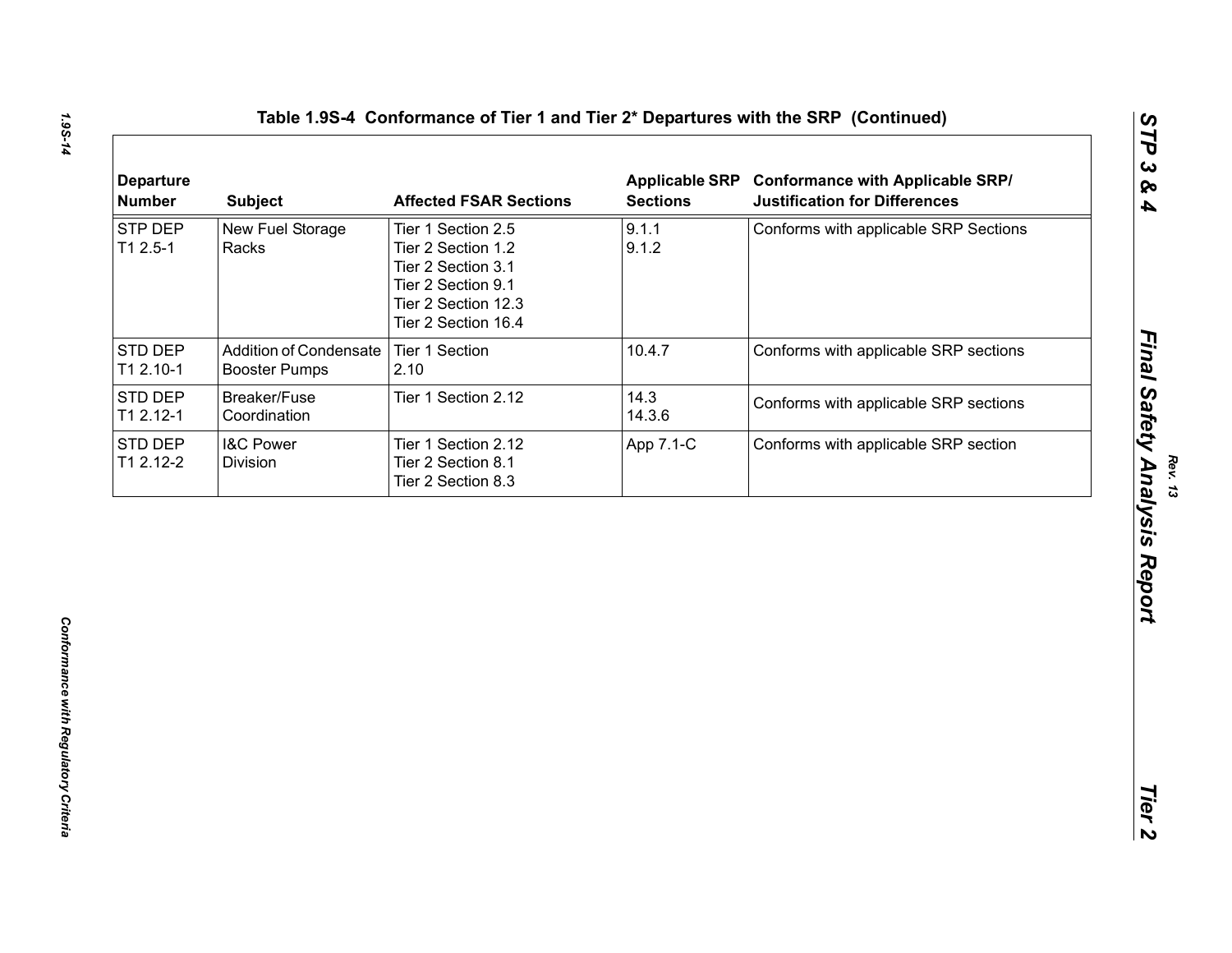# Table 1.9S-4 Conformance of Tier 1 and Tier 2* Departures with the SRP (Continued)

| Departure Number | Subject | Affected FSAR Sections | Applicable SRP Sections | Conformance with Applicable SRP/ Justification for Differences |
|---|---|---|---|---|
| STP DEP T1 2.5-1 | New Fuel Storage Racks | Tier 1 Section 2.5<br>Tier 2 Section 1.2<br>Tier 2 Section 3.1<br>Tier 2 Section 9.1<br>Tier 2 Section 12.3<br>Tier 2 Section 16.4 | 9.1.1<br>9.1.2 | Conforms with applicable SRP Sections |
| STD DEP T1 2.10-1 | Addition of Condensate Booster Pumps | Tier 1 Section 2.10 | 10.4.7 | Conforms with applicable SRP sections |
| STD DEP T1 2.12-1 | Breaker/Fuse Coordination | Tier 1 Section 2.12 | 14.3<br>14.3.6 | Conforms with applicable SRP sections |
| STD DEP T1 2.12-2 | I&C Power Division | Tier 1 Section 2.12<br>Tier 2 Section 8.1<br>Tier 2 Section 8.3 | App 7.1-C | Conforms with applicable SRP section |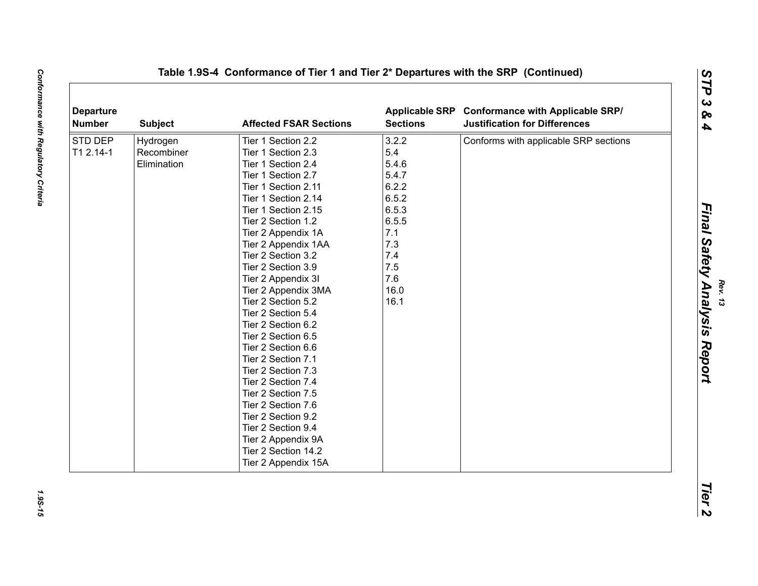**Table 1.9S-4 Conformance of Tier 1 and Tier 2* Departures with the SRP (Continued)**

| Departure Number | Subject | Affected FSAR Sections | Applicable SRP Sections | Conformance with Applicable SRP/ Justification for Differences |
|---|---|---|---|---|
| STD DEP T1 2.14-1 | Hydrogen Recombiner Elimination | Tier 1 Section 2.2<br>Tier 1 Section 2.3<br>Tier 1 Section 2.4<br>Tier 1 Section 2.7<br>Tier 1 Section 2.11<br>Tier 1 Section 2.14<br>Tier 1 Section 2.15<br>Tier 2 Section 1.2<br>Tier 2 Appendix 1A<br>Tier 2 Appendix 1AA<br>Tier 2 Section 3.2<br>Tier 2 Section 3.9<br>Tier 2 Appendix 3I<br>Tier 2 Appendix 3MA<br>Tier 2 Section 5.2<br>Tier 2 Section 5.4<br>Tier 2 Section 6.2<br>Tier 2 Section 6.5<br>Tier 2 Section 6.6<br>Tier 2 Section 7.1<br>Tier 2 Section 7.3<br>Tier 2 Section 7.4<br>Tier 2 Section 7.5<br>Tier 2 Section 7.6<br>Tier 2 Section 9.2<br>Tier 2 Section 9.4<br>Tier 2 Appendix 9A<br>Tier 2 Section 14.2<br>Tier 2 Appendix 15A | 3.2.2<br>5.4<br>5.4.6<br>5.4.7<br>6.2.2<br>6.5.2<br>6.5.3<br>6.5.5<br>7.1<br>7.3<br>7.4<br>7.5<br>7.6<br>16.0<br>16.1 | Conforms with applicable SRP sections |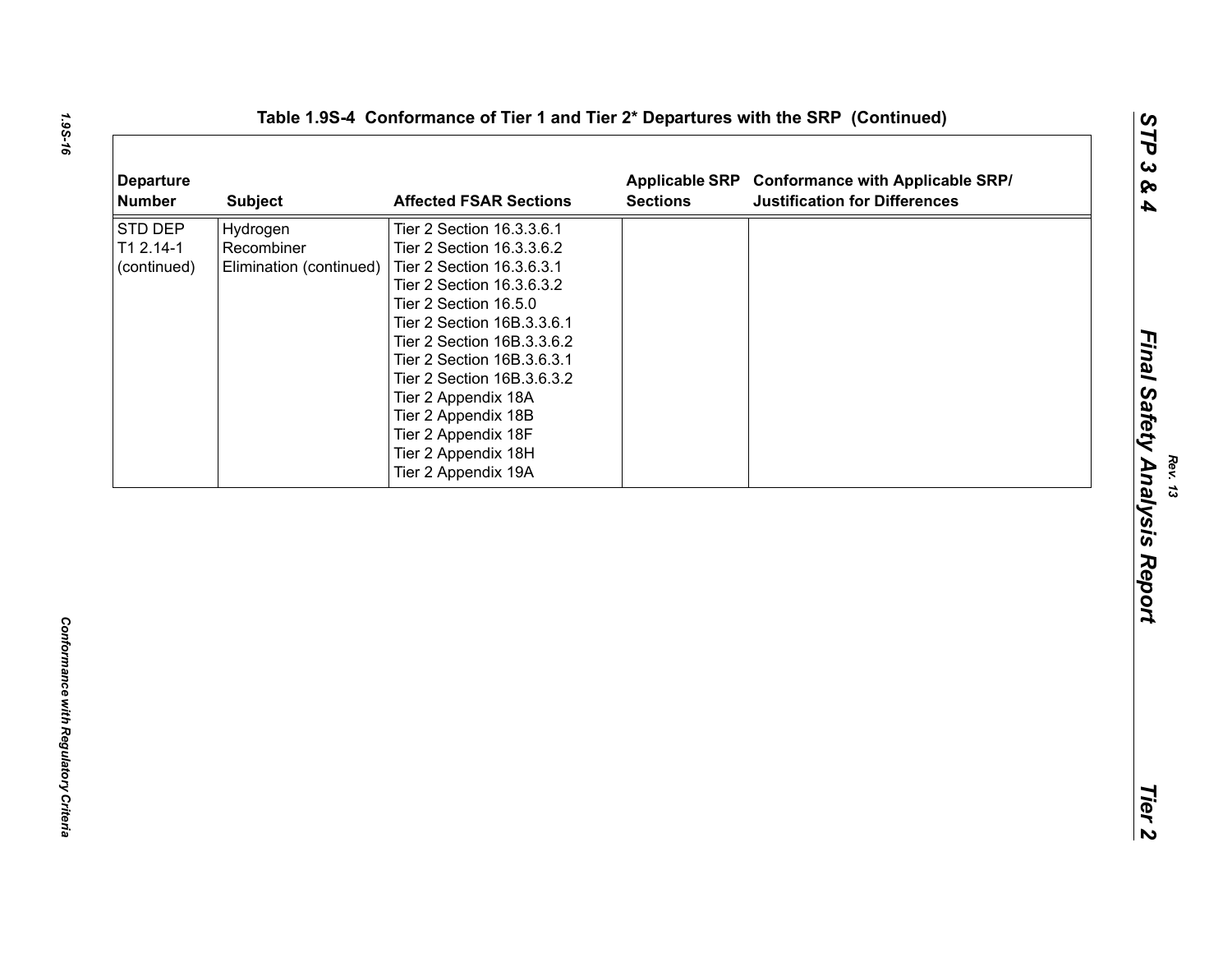Table 1.9S-4 Conformance of Tier 1 and Tier 2* Departures with the SRP (Continued)

| Departure Number | Subject | Affected FSAR Sections | Applicable SRP Sections | Conformance with Applicable SRP/ Justification for Differences |
|---|---|---|---|---|
| STD DEP T1 2.14-1 (continued) | Hydrogen Recombiner Elimination (continued) | Tier 2 Section 16.3.3.6.1<br>Tier 2 Section 16.3.3.6.2<br>Tier 2 Section 16.3.6.3.1<br>Tier 2 Section 16.3.6.3.2<br>Tier 2 Section 16.5.0<br>Tier 2 Section 16B.3.3.6.1<br>Tier 2 Section 16B.3.3.6.2<br>Tier 2 Section 16B.3.6.3.1<br>Tier 2 Section 16B.3.6.3.2<br>Tier 2 Appendix 18A<br>Tier 2 Appendix 18B<br>Tier 2 Appendix 18F<br>Tier 2 Appendix 18H<br>Tier 2 Appendix 19A | | |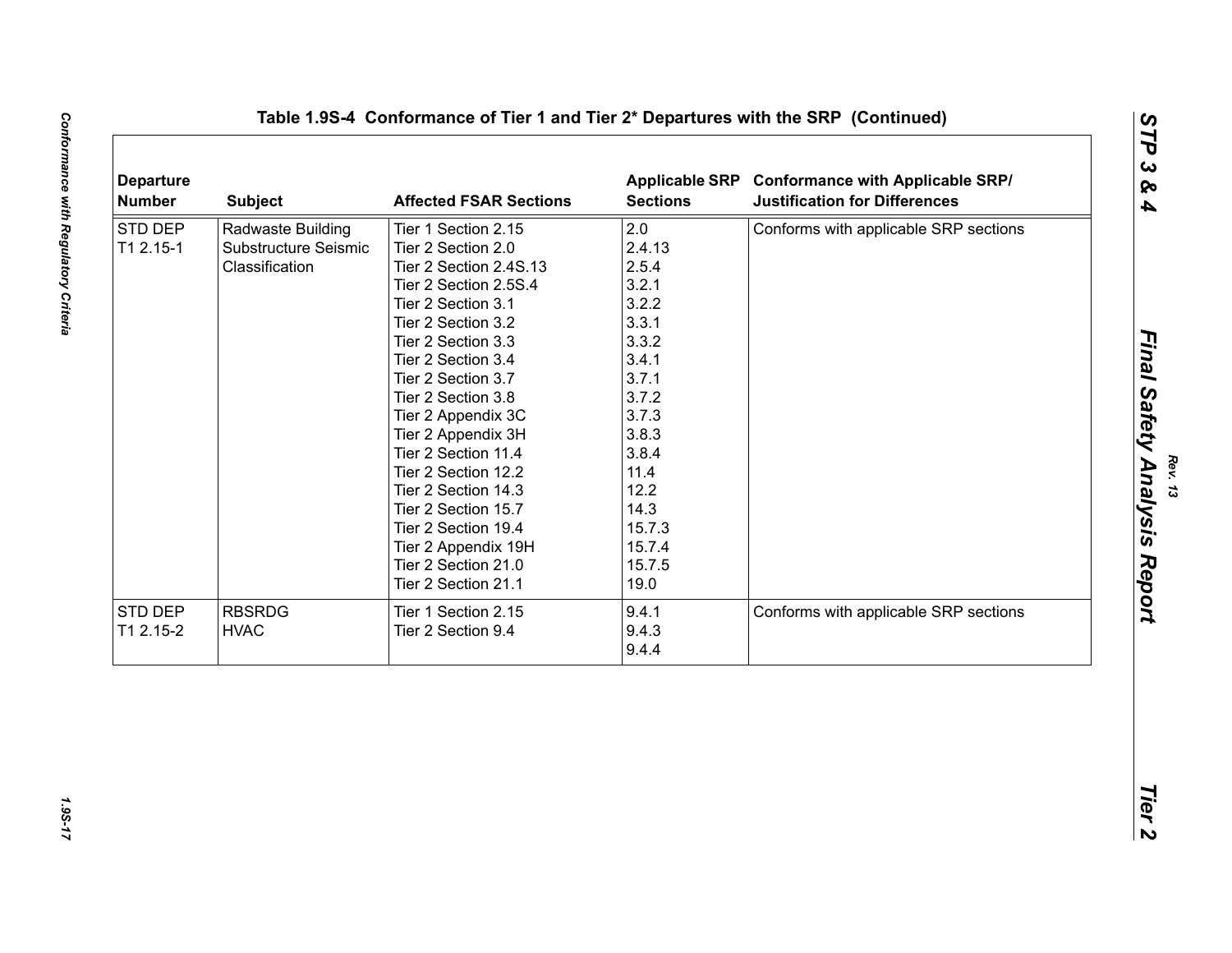**Table 1.9S-4 Conformance of Tier 1 and Tier 2* Departures with the SRP (Continued)**

| Departure Number | Subject | Affected FSAR Sections | Applicable SRP Sections | Conformance with Applicable SRP/ Justification for Differences |
|---|---|---|---|---|
| STD DEP T1 2.15-1 | Radwaste Building Substructure Seismic Classification | Tier 1 Section 2.15<br>Tier 2 Section 2.0<br>Tier 2 Section 2.4S.13<br>Tier 2 Section 2.5S.4<br>Tier 2 Section 3.1<br>Tier 2 Section 3.2<br>Tier 2 Section 3.3<br>Tier 2 Section 3.4<br>Tier 2 Section 3.7<br>Tier 2 Section 3.8<br>Tier 2 Appendix 3C<br>Tier 2 Appendix 3H<br>Tier 2 Section 11.4<br>Tier 2 Section 12.2<br>Tier 2 Section 14.3<br>Tier 2 Section 15.7<br>Tier 2 Section 19.4<br>Tier 2 Appendix 19H<br>Tier 2 Section 21.0<br>Tier 2 Section 21.1 | 2.0<br>2.4.13<br>2.5.4<br>3.2.1<br>3.2.2<br>3.3.1<br>3.3.2<br>3.4.1<br>3.7.1<br>3.7.2<br>3.7.3<br>3.8.3<br>3.8.4<br>11.4<br>12.2<br>14.3<br>15.7.3<br>15.7.4<br>15.7.5<br>19.0 | Conforms with applicable SRP sections |
| STD DEP T1 2.15-2 | RBSRDG HVAC | Tier 1 Section 2.15<br>Tier 2 Section 9.4 | 9.4.1<br>9.4.3<br>9.4.4 | Conforms with applicable SRP sections |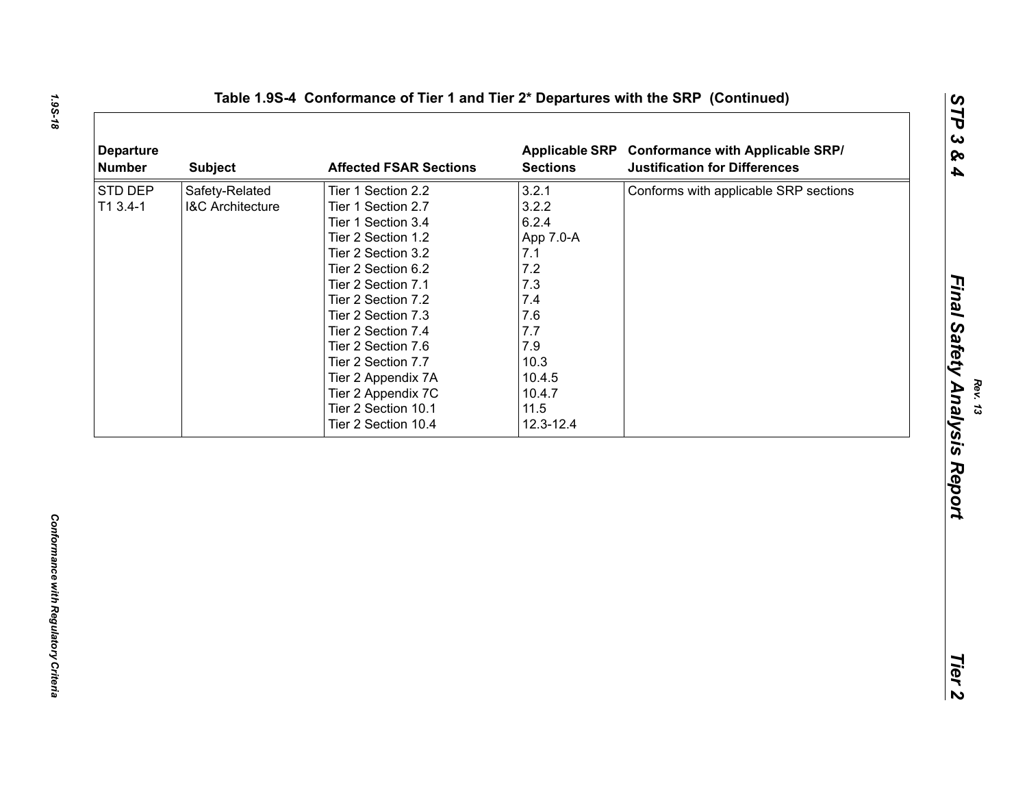# Table 1.9S-4 Conformance of Tier 1 and Tier 2* Departures with the SRP (Continued)

| Departure Number | Subject | Affected FSAR Sections | Applicable SRP Sections | Conformance with Applicable SRP/ Justification for Differences |
|---|---|---|---|---|
| STD DEP T1 3.4-1 | Safety-Related I&C Architecture | Tier 1 Section 2.2<br>Tier 1 Section 2.7<br>Tier 1 Section 3.4<br>Tier 2 Section 1.2<br>Tier 2 Section 3.2<br>Tier 2 Section 6.2<br>Tier 2 Section 7.1<br>Tier 2 Section 7.2<br>Tier 2 Section 7.3<br>Tier 2 Section 7.4<br>Tier 2 Section 7.6<br>Tier 2 Section 7.7<br>Tier 2 Appendix 7A<br>Tier 2 Appendix 7C<br>Tier 2 Section 10.1<br>Tier 2 Section 10.4 | 3.2.1<br>3.2.2<br>6.2.4<br>App 7.0-A<br>7.1<br>7.2<br>7.3<br>7.4<br>7.6<br>7.7<br>7.9<br>10.3<br>10.4.5<br>10.4.7<br>11.5<br>12.3-12.4 | Conforms with applicable SRP sections |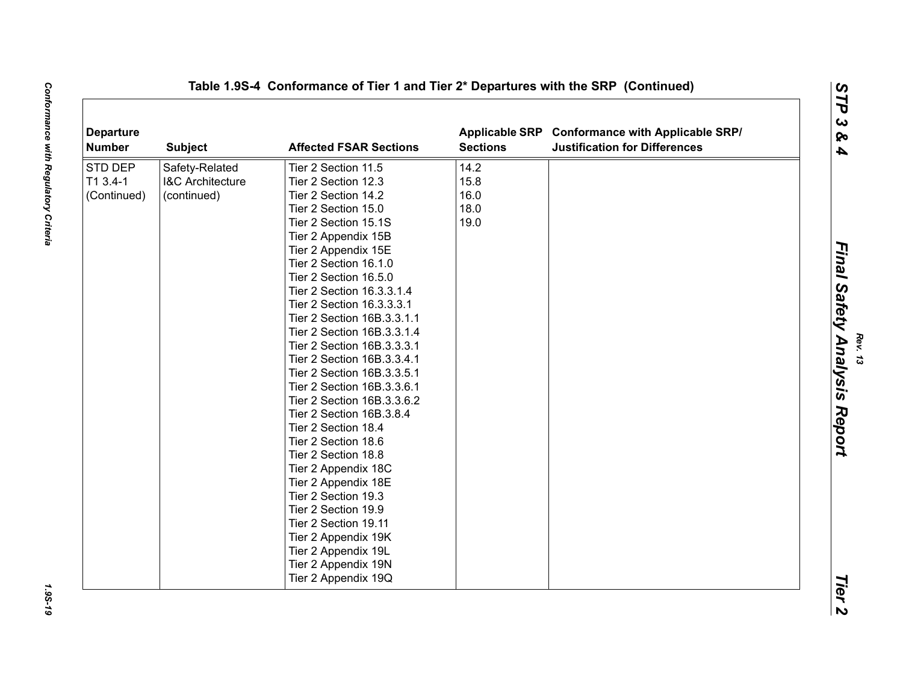Table 1.9S-4 Conformance of Tier 1 and Tier 2* Departures with the SRP (Continued)

| Departure Number | Subject | Affected FSAR Sections | Applicable SRP Sections | Conformance with Applicable SRP/ Justification for Differences |
|---|---|---|---|---|
| STD DEP T1 3.4-1 (Continued) | Safety-Related I&C Architecture (continued) | Tier 2 Section 11.5<br>Tier 2 Section 12.3<br>Tier 2 Section 14.2<br>Tier 2 Section 15.0<br>Tier 2 Section 15.1S<br>Tier 2 Appendix 15B<br>Tier 2 Appendix 15E<br>Tier 2 Section 16.1.0<br>Tier 2 Section 16.5.0<br>Tier 2 Section 16.3.3.1.4<br>Tier 2 Section 16.3.3.3.1<br>Tier 2 Section 16B.3.3.1.1<br>Tier 2 Section 16B.3.3.1.4<br>Tier 2 Section 16B.3.3.3.1<br>Tier 2 Section 16B.3.3.4.1<br>Tier 2 Section 16B.3.3.5.1<br>Tier 2 Section 16B.3.3.6.1<br>Tier 2 Section 16B.3.3.6.2<br>Tier 2 Section 16B.3.8.4<br>Tier 2 Section 18.4<br>Tier 2 Section 18.6<br>Tier 2 Section 18.8<br>Tier 2 Appendix 18C<br>Tier 2 Appendix 18E<br>Tier 2 Section 19.3<br>Tier 2 Section 19.9<br>Tier 2 Section 19.11<br>Tier 2 Appendix 19K<br>Tier 2 Appendix 19L<br>Tier 2 Appendix 19N<br>Tier 2 Appendix 19Q | 14.2<br>15.8<br>16.0<br>18.0<br>19.0 | |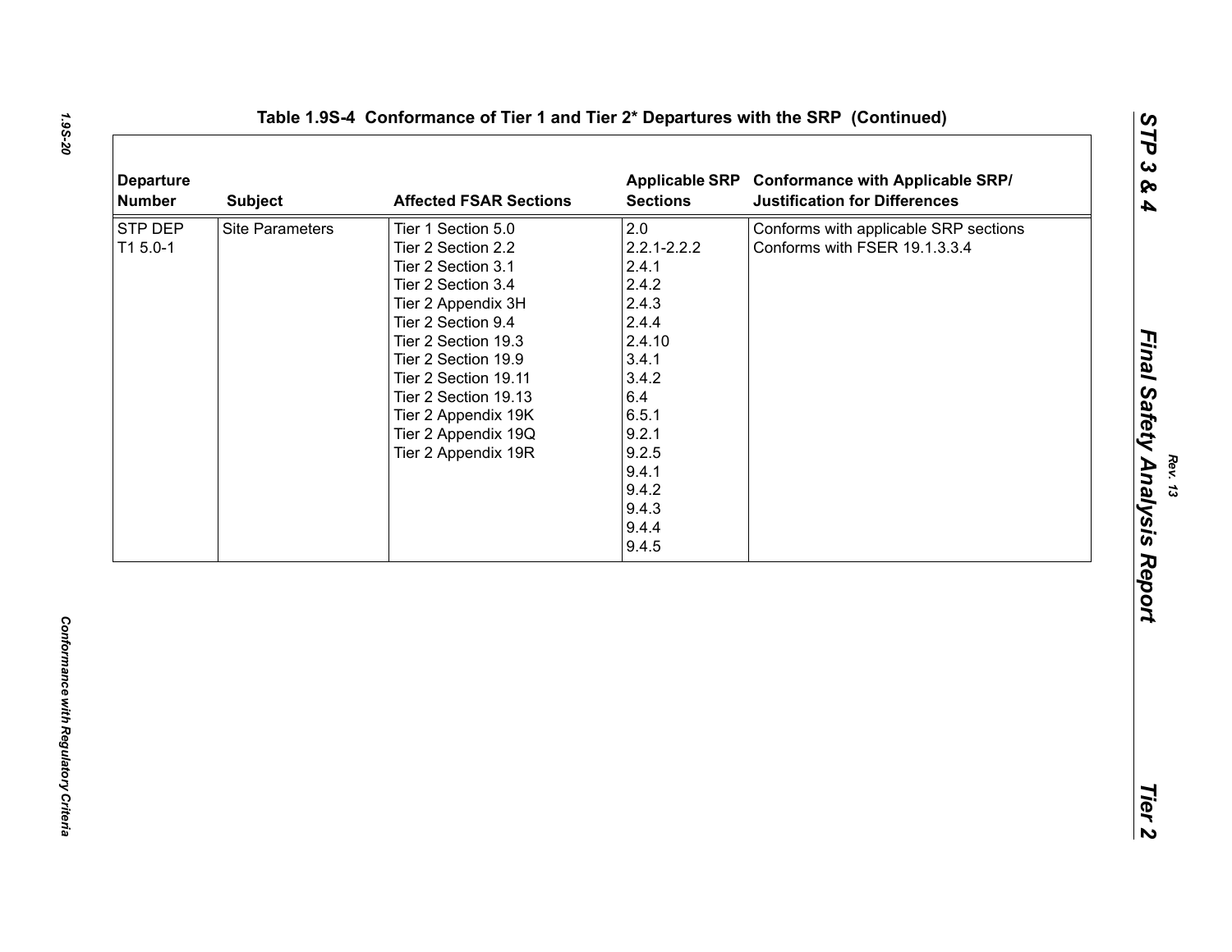## Table 1.9S-4 Conformance of Tier 1 and Tier 2* Departures with the SRP (Continued)

| Departure Number | Subject | Affected FSAR Sections | Applicable SRP Sections | Conformance with Applicable SRP/ Justification for Differences |
|---|---|---|---|---|
| STP DEP T1 5.0-1 | Site Parameters | Tier 1 Section 5.0<br>Tier 2 Section 2.2<br>Tier 2 Section 3.1<br>Tier 2 Section 3.4<br>Tier 2 Appendix 3H<br>Tier 2 Section 9.4<br>Tier 2 Section 19.3<br>Tier 2 Section 19.9<br>Tier 2 Section 19.11<br>Tier 2 Section 19.13<br>Tier 2 Appendix 19K<br>Tier 2 Appendix 19Q<br>Tier 2 Appendix 19R | 2.0<br>2.2.1-2.2.2<br>2.4.1<br>2.4.2<br>2.4.3<br>2.4.4<br>2.4.10<br>3.4.1<br>3.4.2<br>6.4<br>6.5.1<br>9.2.1<br>9.2.5<br>9.4.1<br>9.4.2<br>9.4.3<br>9.4.4<br>9.4.5 | Conforms with applicable SRP sections<br>Conforms with FSER 19.1.3.3.4 |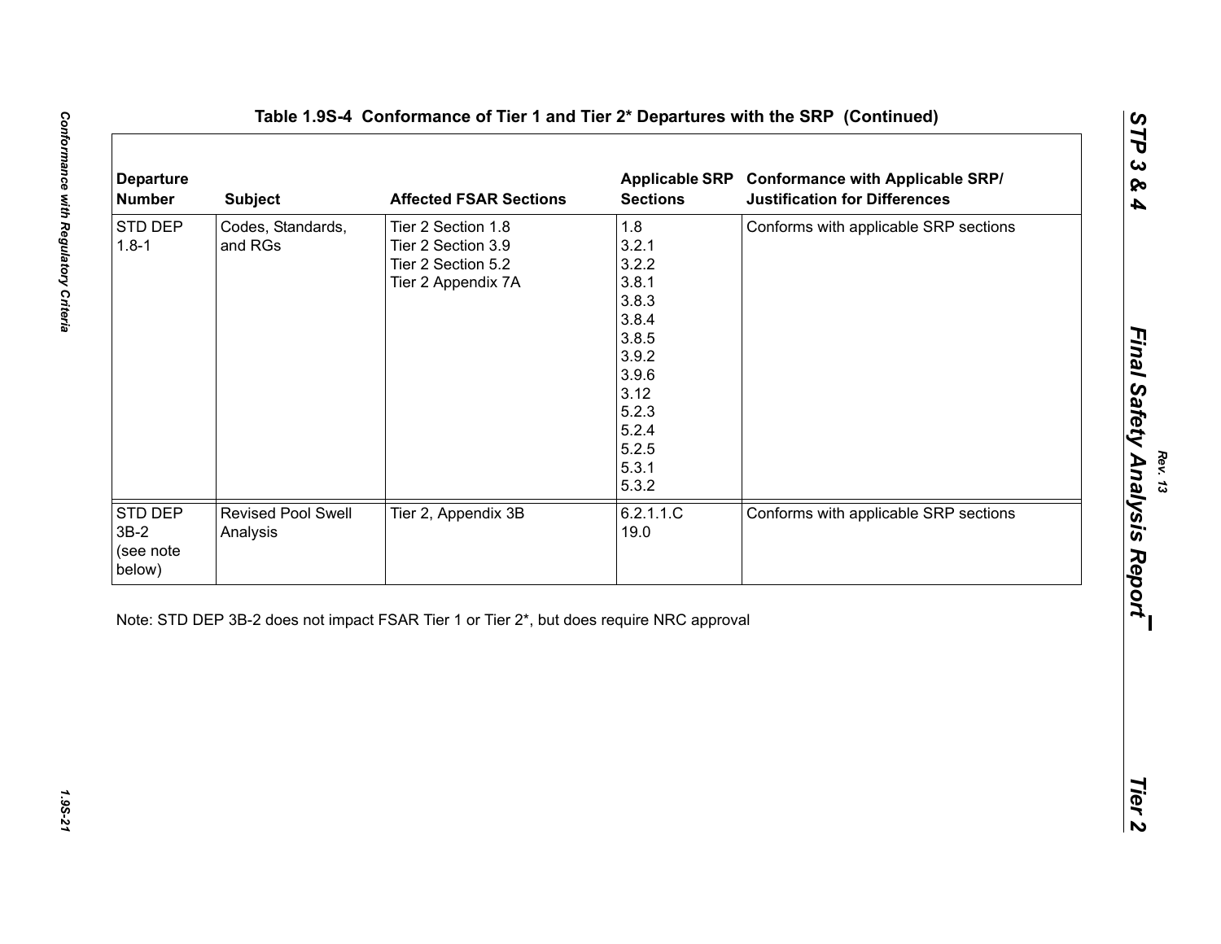# Table 1.9S-4 Conformance of Tier 1 and Tier 2* Departures with the SRP (Continued)

| Departure Number | Subject | Affected FSAR Sections | Applicable SRP Sections | Conformance with Applicable SRP/ Justification for Differences |
|---|---|---|---|---|
| STD DEP 1.8-1 | Codes, Standards, and RGs | Tier 2 Section 1.8<br>Tier 2 Section 3.9<br>Tier 2 Section 5.2<br>Tier 2 Appendix 7A | 1.8<br>3.2.1<br>3.2.2<br>3.8.1<br>3.8.3<br>3.8.4<br>3.8.5<br>3.9.2<br>3.9.6<br>3.12<br>5.2.3<br>5.2.4<br>5.2.5<br>5.3.1<br>5.3.2 | Conforms with applicable SRP sections |
| STD DEP 3B-2 (see note below) | Revised Pool Swell Analysis | Tier 2, Appendix 3B | 6.2.1.1.C<br>19.0 | Conforms with applicable SRP sections |

Note: STD DEP 3B-2 does not impact FSAR Tier 1 or Tier 2*, but does require NRC approval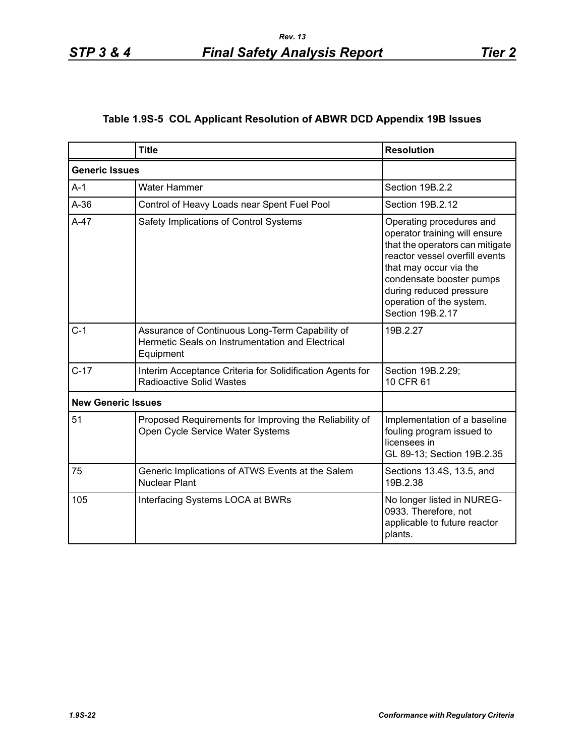### Table 1.9S-5 COL Applicant Resolution of ABWR DCD Appendix 19B Issues

| | Title | Resolution |
|---|---|---|
| **Generic Issues** | | |
| A-1 | Water Hammer | Section 19B.2.2 |
| A-36 | Control of Heavy Loads near Spent Fuel Pool | Section 19B.2.12 |
| A-47 | Safety Implications of Control Systems | Operating procedures and operator training will ensure that the operators can mitigate reactor vessel overfill events that may occur via the condensate booster pumps during reduced pressure operation of the system. Section 19B.2.17 |
| C-1 | Assurance of Continuous Long-Term Capability of Hermetic Seals on Instrumentation and Electrical Equipment | 19B.2.27 |
| C-17 | Interim Acceptance Criteria for Solidification Agents for Radioactive Solid Wastes | Section 19B.2.29; 10 CFR 61 |
| **New Generic Issues** | | |
| 51 | Proposed Requirements for Improving the Reliability of Open Cycle Service Water Systems | Implementation of a baseline fouling program issued to licensees in GL 89-13; Section 19B.2.35 |
| 75 | Generic Implications of ATWS Events at the Salem Nuclear Plant | Sections 13.4S, 13.5, and 19B.2.38 |
| 105 | Interfacing Systems LOCA at BWRs | No longer listed in NUREG-0933. Therefore, not applicable to future reactor plants. |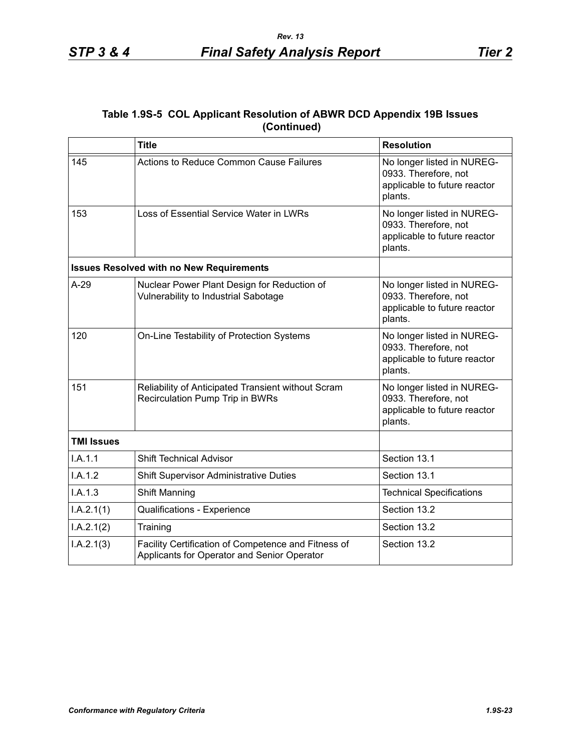**Table 1.9S-5 COL Applicant Resolution of ABWR DCD Appendix 19B Issues (Continued)**

| | Title | Resolution |
|---|---|---|
| 145 | Actions to Reduce Common Cause Failures | No longer listed in NUREG-0933. Therefore, not applicable to future reactor plants. |
| 153 | Loss of Essential Service Water in LWRs | No longer listed in NUREG-0933. Therefore, not applicable to future reactor plants. |
| **Issues Resolved with no New Requirements** | | |
| A-29 | Nuclear Power Plant Design for Reduction of Vulnerability to Industrial Sabotage | No longer listed in NUREG-0933. Therefore, not applicable to future reactor plants. |
| 120 | On-Line Testability of Protection Systems | No longer listed in NUREG-0933. Therefore, not applicable to future reactor plants. |
| 151 | Reliability of Anticipated Transient without Scram Recirculation Pump Trip in BWRs | No longer listed in NUREG-0933. Therefore, not applicable to future reactor plants. |
| **TMI Issues** | | |
| I.A.1.1 | Shift Technical Advisor | Section 13.1 |
| I.A.1.2 | Shift Supervisor Administrative Duties | Section 13.1 |
| I.A.1.3 | Shift Manning | Technical Specifications |
| I.A.2.1(1) | Qualifications - Experience | Section 13.2 |
| I.A.2.1(2) | Training | Section 13.2 |
| I.A.2.1(3) | Facility Certification of Competence and Fitness of Applicants for Operator and Senior Operator | Section 13.2 |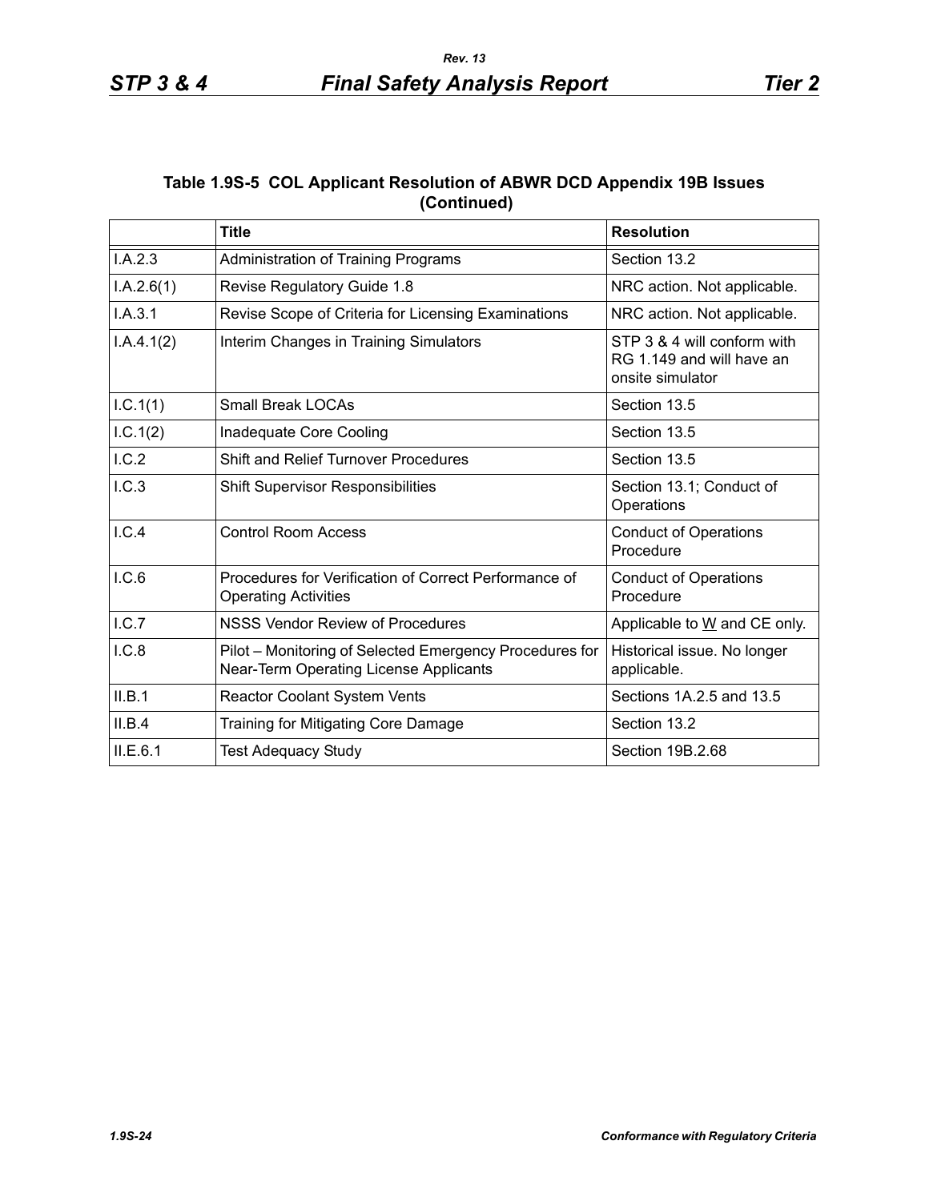### Table 1.9S-5 COL Applicant Resolution of ABWR DCD Appendix 19B Issues (Continued)

| | Title | Resolution |
|---|---|---|
| I.A.2.3 | Administration of Training Programs | Section 13.2 |
| I.A.2.6(1) | Revise Regulatory Guide 1.8 | NRC action. Not applicable. |
| I.A.3.1 | Revise Scope of Criteria for Licensing Examinations | NRC action. Not applicable. |
| I.A.4.1(2) | Interim Changes in Training Simulators | STP 3 & 4 will conform with RG 1.149 and will have an onsite simulator |
| I.C.1(1) | Small Break LOCAs | Section 13.5 |
| I.C.1(2) | Inadequate Core Cooling | Section 13.5 |
| I.C.2 | Shift and Relief Turnover Procedures | Section 13.5 |
| I.C.3 | Shift Supervisor Responsibilities | Section 13.1; Conduct of Operations |
| I.C.4 | Control Room Access | Conduct of Operations Procedure |
| I.C.6 | Procedures for Verification of Correct Performance of Operating Activities | Conduct of Operations Procedure |
| I.C.7 | NSSS Vendor Review of Procedures | Applicable to W and CE only. |
| I.C.8 | Pilot – Monitoring of Selected Emergency Procedures for Near-Term Operating License Applicants | Historical issue. No longer applicable. |
| II.B.1 | Reactor Coolant System Vents | Sections 1A.2.5 and 13.5 |
| II.B.4 | Training for Mitigating Core Damage | Section 13.2 |
| II.E.6.1 | Test Adequacy Study | Section 19B.2.68 |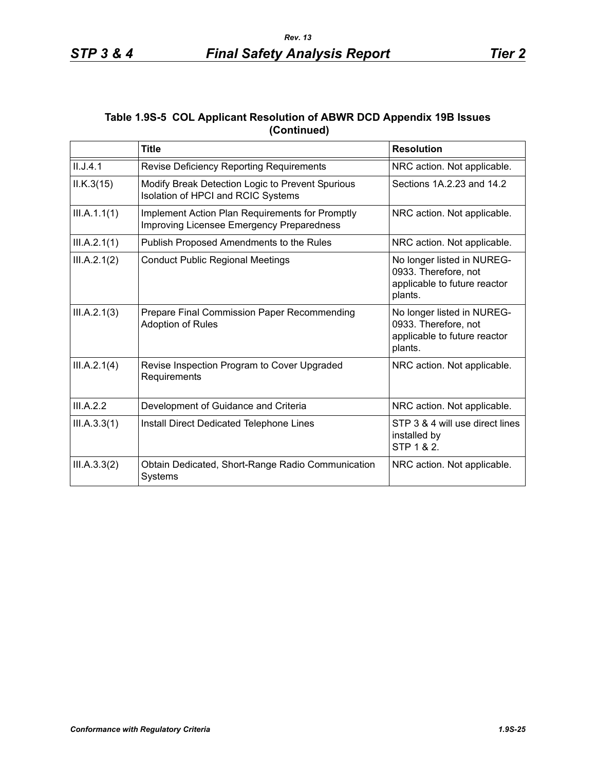### Table 1.9S-5 COL Applicant Resolution of ABWR DCD Appendix 19B Issues (Continued)

| | Title | Resolution |
|---|---|---|
| II.J.4.1 | Revise Deficiency Reporting Requirements | NRC action. Not applicable. |
| II.K.3(15) | Modify Break Detection Logic to Prevent Spurious Isolation of HPCI and RCIC Systems | Sections 1A.2.23 and 14.2 |
| III.A.1.1(1) | Implement Action Plan Requirements for Promptly Improving Licensee Emergency Preparedness | NRC action. Not applicable. |
| III.A.2.1(1) | Publish Proposed Amendments to the Rules | NRC action. Not applicable. |
| III.A.2.1(2) | Conduct Public Regional Meetings | No longer listed in NUREG-0933. Therefore, not applicable to future reactor plants. |
| III.A.2.1(3) | Prepare Final Commission Paper Recommending Adoption of Rules | No longer listed in NUREG-0933. Therefore, not applicable to future reactor plants. |
| III.A.2.1(4) | Revise Inspection Program to Cover Upgraded Requirements | NRC action. Not applicable. |
| III.A.2.2 | Development of Guidance and Criteria | NRC action. Not applicable. |
| III.A.3.3(1) | Install Direct Dedicated Telephone Lines | STP 3 & 4 will use direct lines installed by STP 1 & 2. |
| III.A.3.3(2) | Obtain Dedicated, Short-Range Radio Communication Systems | NRC action. Not applicable. |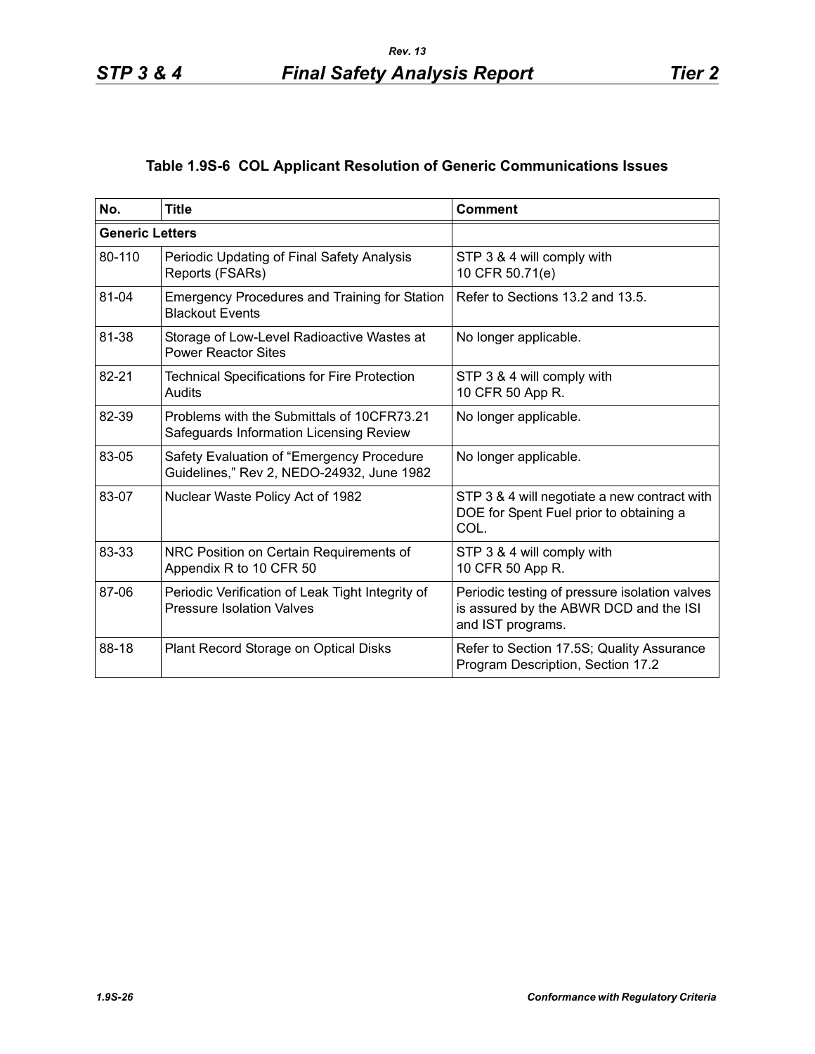### Table 1.9S-6 COL Applicant Resolution of Generic Communications Issues

| No. | Title | Comment |
|---|---|---|
| **Generic Letters** | | |
| 80-110 | Periodic Updating of Final Safety Analysis Reports (FSARs) | STP 3 & 4 will comply with 10 CFR 50.71(e) |
| 81-04 | Emergency Procedures and Training for Station Blackout Events | Refer to Sections 13.2 and 13.5. |
| 81-38 | Storage of Low-Level Radioactive Wastes at Power Reactor Sites | No longer applicable. |
| 82-21 | Technical Specifications for Fire Protection Audits | STP 3 & 4 will comply with 10 CFR 50 App R. |
| 82-39 | Problems with the Submittals of 10CFR73.21 Safeguards Information Licensing Review | No longer applicable. |
| 83-05 | Safety Evaluation of "Emergency Procedure Guidelines," Rev 2, NEDO-24932, June 1982 | No longer applicable. |
| 83-07 | Nuclear Waste Policy Act of 1982 | STP 3 & 4 will negotiate a new contract with DOE for Spent Fuel prior to obtaining a COL. |
| 83-33 | NRC Position on Certain Requirements of Appendix R to 10 CFR 50 | STP 3 & 4 will comply with 10 CFR 50 App R. |
| 87-06 | Periodic Verification of Leak Tight Integrity of Pressure Isolation Valves | Periodic testing of pressure isolation valves is assured by the ABWR DCD and the ISI and IST programs. |
| 88-18 | Plant Record Storage on Optical Disks | Refer to Section 17.5S; Quality Assurance Program Description, Section 17.2 |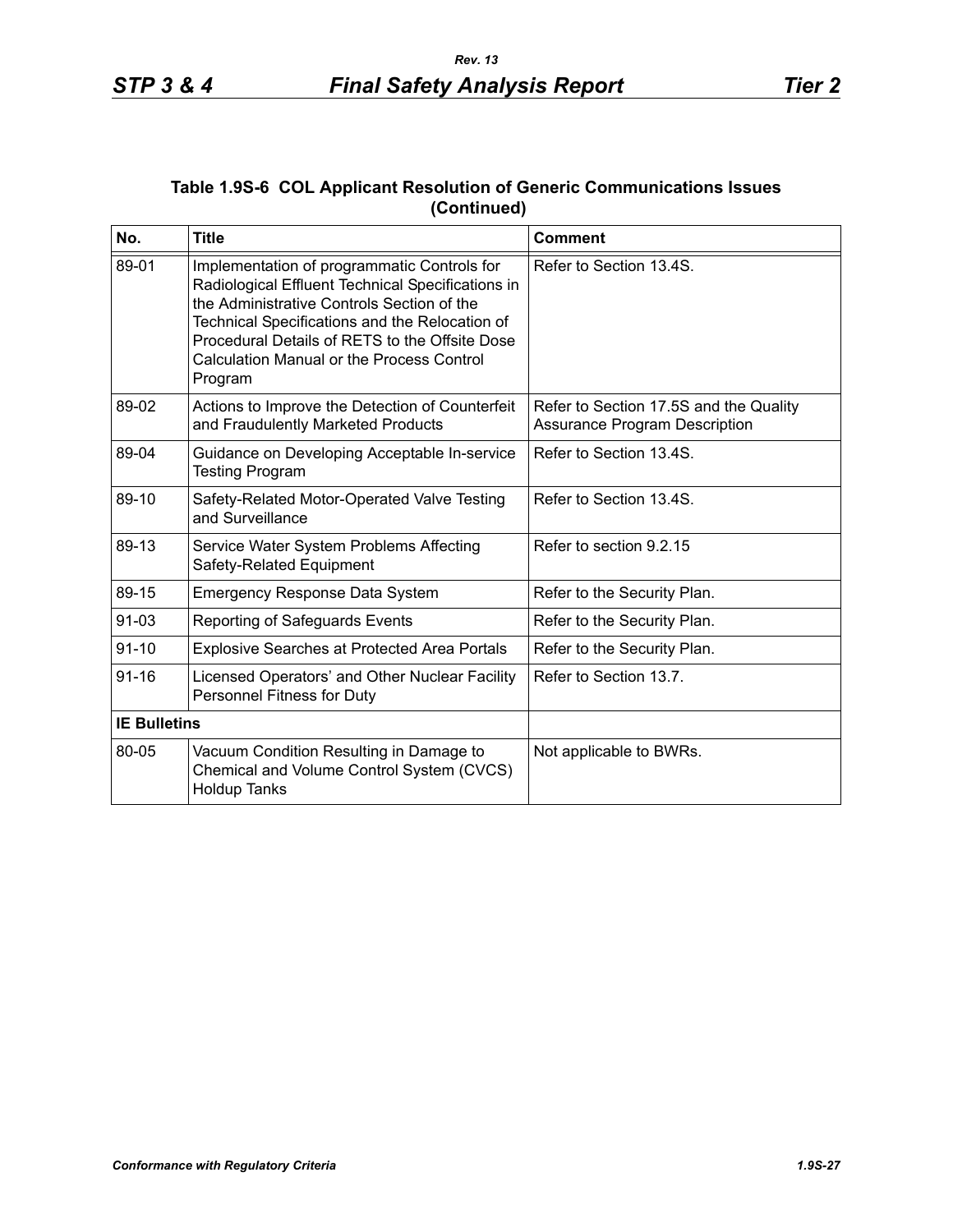**Table 1.9S-6 COL Applicant Resolution of Generic Communications Issues (Continued)**

| No. | Title | Comment |
|---|---|---|
| 89-01 | Implementation of programmatic Controls for Radiological Effluent Technical Specifications in the Administrative Controls Section of the Technical Specifications and the Relocation of Procedural Details of RETS to the Offsite Dose Calculation Manual or the Process Control Program | Refer to Section 13.4S. |
| 89-02 | Actions to Improve the Detection of Counterfeit and Fraudulently Marketed Products | Refer to Section 17.5S and the Quality Assurance Program Description |
| 89-04 | Guidance on Developing Acceptable In-service Testing Program | Refer to Section 13.4S. |
| 89-10 | Safety-Related Motor-Operated Valve Testing and Surveillance | Refer to Section 13.4S. |
| 89-13 | Service Water System Problems Affecting Safety-Related Equipment | Refer to section 9.2.15 |
| 89-15 | Emergency Response Data System | Refer to the Security Plan. |
| 91-03 | Reporting of Safeguards Events | Refer to the Security Plan. |
| 91-10 | Explosive Searches at Protected Area Portals | Refer to the Security Plan. |
| 91-16 | Licensed Operators' and Other Nuclear Facility Personnel Fitness for Duty | Refer to Section 13.7. |
| **IE Bulletins** | | |
| 80-05 | Vacuum Condition Resulting in Damage to Chemical and Volume Control System (CVCS) Holdup Tanks | Not applicable to BWRs. |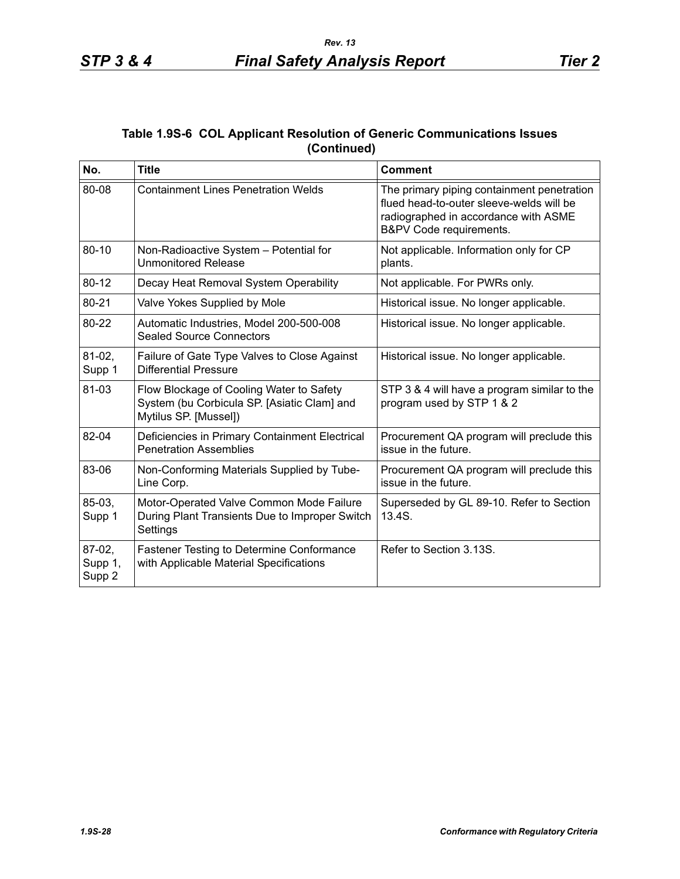### Table 1.9S-6 COL Applicant Resolution of Generic Communications Issues (Continued)

| No. | Title | Comment |
|---|---|---|
| 80-08 | Containment Lines Penetration Welds | The primary piping containment penetration flued head-to-outer sleeve-welds will be radiographed in accordance with ASME B&PV Code requirements. |
| 80-10 | Non-Radioactive System – Potential for Unmonitored Release | Not applicable. Information only for CP plants. |
| 80-12 | Decay Heat Removal System Operability | Not applicable. For PWRs only. |
| 80-21 | Valve Yokes Supplied by Mole | Historical issue. No longer applicable. |
| 80-22 | Automatic Industries, Model 200-500-008 Sealed Source Connectors | Historical issue. No longer applicable. |
| 81-02, Supp 1 | Failure of Gate Type Valves to Close Against Differential Pressure | Historical issue. No longer applicable. |
| 81-03 | Flow Blockage of Cooling Water to Safety System (bu Corbicula SP. [Asiatic Clam] and Mytilus SP. [Mussel]) | STP 3 & 4 will have a program similar to the program used by STP 1 & 2 |
| 82-04 | Deficiencies in Primary Containment Electrical Penetration Assemblies | Procurement QA program will preclude this issue in the future. |
| 83-06 | Non-Conforming Materials Supplied by Tube-Line Corp. | Procurement QA program will preclude this issue in the future. |
| 85-03, Supp 1 | Motor-Operated Valve Common Mode Failure During Plant Transients Due to Improper Switch Settings | Superseded by GL 89-10. Refer to Section 13.4S. |
| 87-02, Supp 1, Supp 2 | Fastener Testing to Determine Conformance with Applicable Material Specifications | Refer to Section 3.13S. |